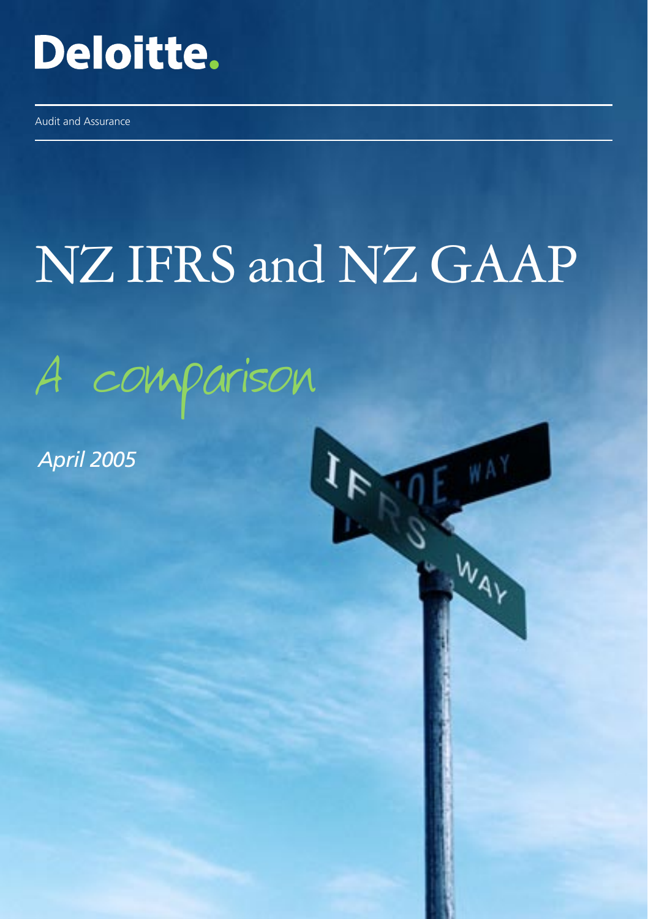Deloitte.

Audit and Assurance

# NZ IFRS and NZ GAAP

## A comparison

*April 2005*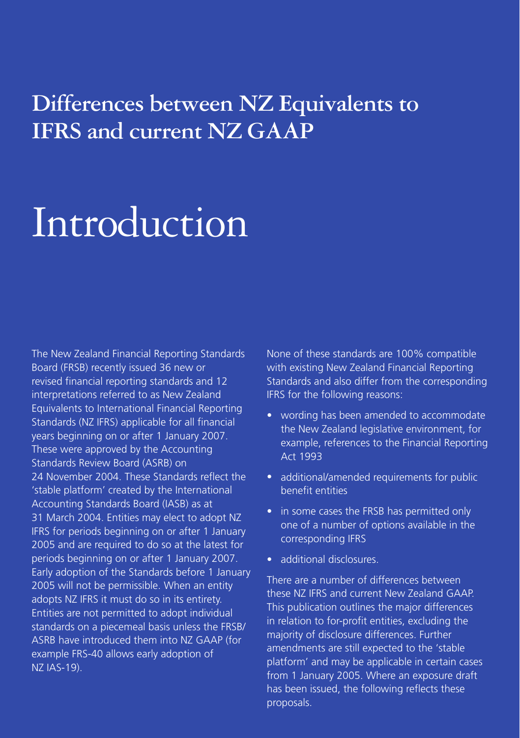## Differences between NZ Equivalents to IFRS and current NZ GAAP

# Introduction

The New Zealand Financial Reporting Standards Board (FRSB) recently issued 36 new or revised financial reporting standards and 12 interpretations referred to as New Zealand Equivalents to International Financial Reporting Standards (NZ IFRS) applicable for all financial years beginning on or after 1 January 2007. These were approved by the Accounting Standards Review Board (ASRB) on 24 November 2004. These Standards reflect the 'stable platform' created by the International Accounting Standards Board (IASB) as at 31 March 2004. Entities may elect to adopt NZ IFRS for periods beginning on or after 1 January 2005 and are required to do so at the latest for periods beginning on or after 1 January 2007. Early adoption of the Standards before 1 January 2005 will not be permissible. When an entity adopts NZ IFRS it must do so in its entirety. Entities are not permitted to adopt individual standards on a piecemeal basis unless the FRSB/ASRB have introduced them into NZ GAAP (for example FRS-40 allows early adoption of NZ IAS-19).

None of these standards are 100% compatible with existing New Zealand Financial Reporting Standards and also differ from the corresponding IFRS for the following reasons:

- wording has been amended to accommodate the New Zealand legislative environment, for example, references to the Financial Reporting Act 1993
- additional/amended requirements for public benefit entities
- in some cases the FRSB has permitted only one of a number of options available in the corresponding IFRS
- additional disclosures.

There are a number of differences between these NZ IFRS and current New Zealand GAAP. This publication outlines the major differences in relation to for-profit entities, excluding the majority of disclosure differences. Further amendments are still expected to the 'stable platform' and may be applicable in certain cases from 1 January 2005. Where an exposure draft has been issued, the following reflects these proposals.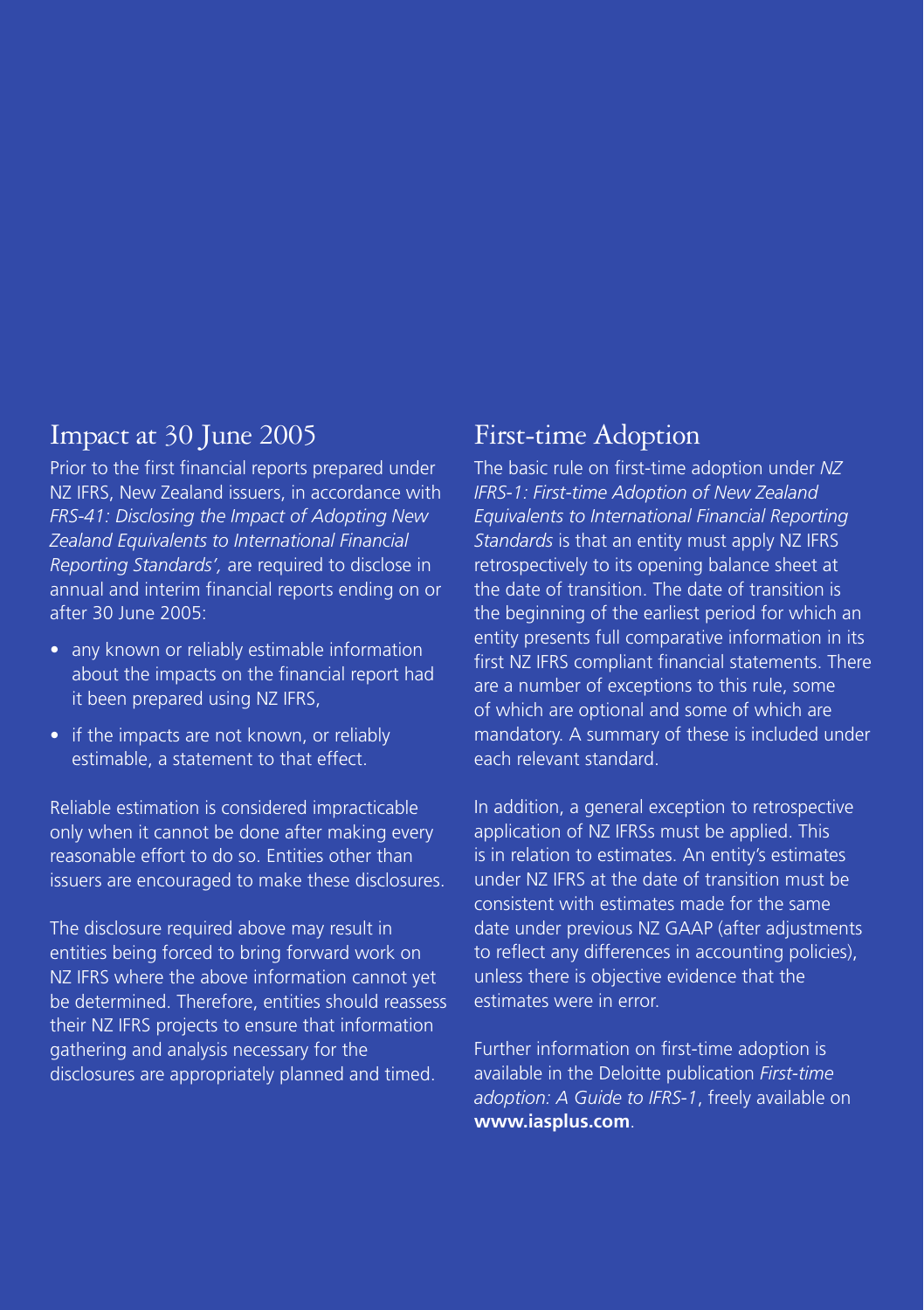## Impact at 30 June 2005

Prior to the first financial reports prepared under NZ IFRS, New Zealand issuers, in accordance with *FRS-41: Disclosing the Impact of Adopting New Zealand Equivalents to International Financial Reporting Standards',* are required to disclose in annual and interim financial reports ending on or after 30 June 2005:

- any known or reliably estimable information about the impacts on the financial report had it been prepared using NZ IFRS,
- if the impacts are not known, or reliably estimable, a statement to that effect.

Reliable estimation is considered impracticable only when it cannot be done after making every reasonable effort to do so. Entities other than issuers are encouraged to make these disclosures.

The disclosure required above may result in entities being forced to bring forward work on NZ IFRS where the above information cannot yet be determined. Therefore, entities should reassess their NZ IFRS projects to ensure that information gathering and analysis necessary for the disclosures are appropriately planned and timed.

## First-time Adoption

The basic rule on first-time adoption under *NZ IFRS-1: First-time Adoption of New Zealand Equivalents to International Financial Reporting Standards* is that an entity must apply NZ IFRS retrospectively to its opening balance sheet at the date of transition. The date of transition is the beginning of the earliest period for which an entity presents full comparative information in its first NZ IFRS compliant financial statements. There are a number of exceptions to this rule, some of which are optional and some of which are mandatory. A summary of these is included under each relevant standard.

In addition, a general exception to retrospective application of NZ IFRSs must be applied. This is in relation to estimates. An entity's estimates under NZ IFRS at the date of transition must be consistent with estimates made for the same date under previous NZ GAAP (after adjustments to reflect any differences in accounting policies), unless there is objective evidence that the estimates were in error.

Further information on first-time adoption is available in the Deloitte publication *First-time adoption: A Guide to IFRS-1*, freely available on **www.iasplus.com**.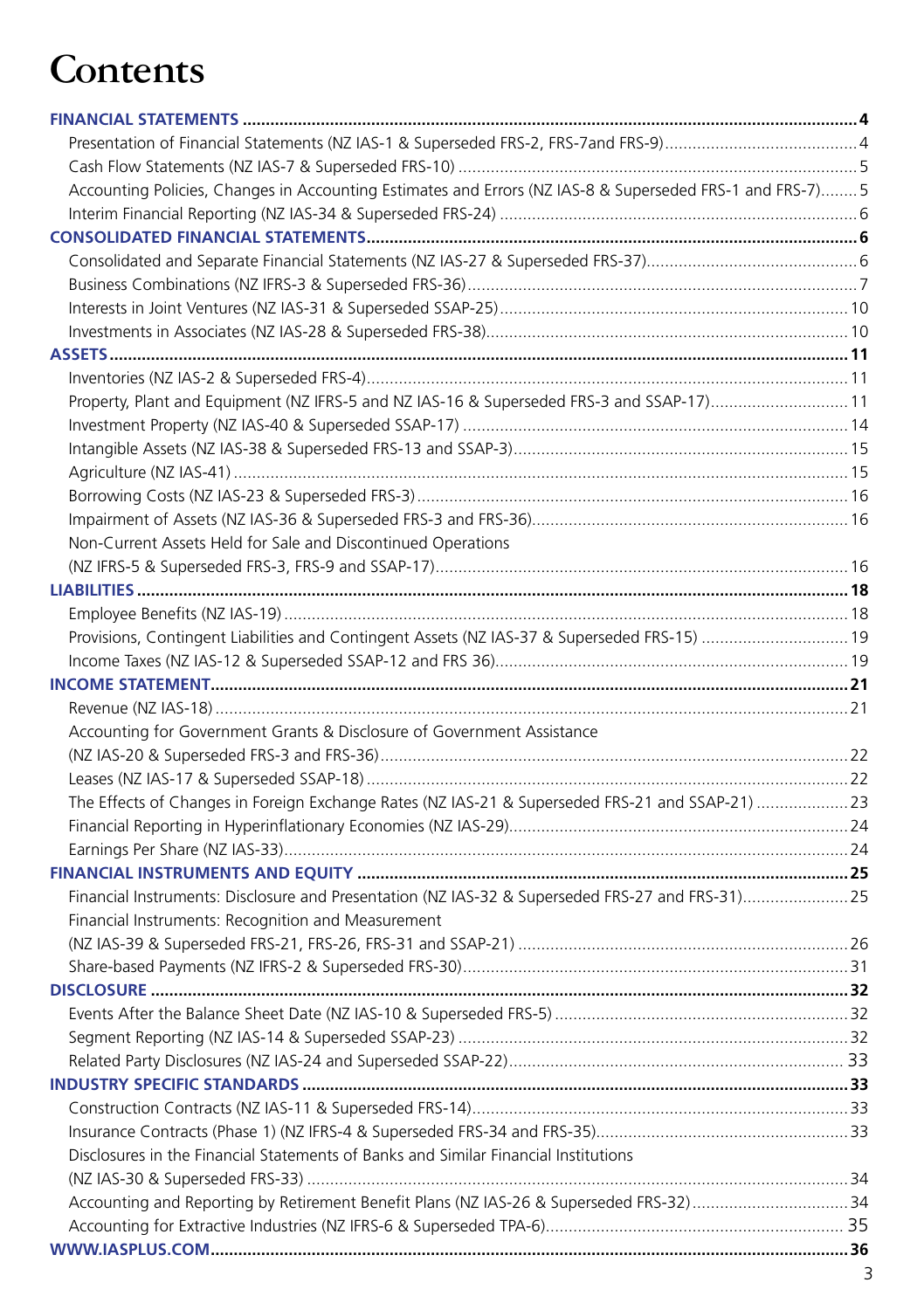# Contents

**FINANCIAL STATEMENTS** ..... 4
- Presentation of Financial Statements (NZ IAS-1 & Superseded FRS-2, FRS-7and FRS-9) ..... 4
- Cash Flow Statements (NZ IAS-7 & Superseded FRS-10) ..... 5
- Accounting Policies, Changes in Accounting Estimates and Errors (NZ IAS-8 & Superseded FRS-1 and FRS-7) ..... 5
- Interim Financial Reporting (NZ IAS-34 & Superseded FRS-24) ..... 6

**CONSOLIDATED FINANCIAL STATEMENTS** ..... 6
- Consolidated and Separate Financial Statements (NZ IAS-27 & Superseded FRS-37) ..... 6
- Business Combinations (NZ IFRS-3 & Superseded FRS-36) ..... 7
- Interests in Joint Ventures (NZ IAS-31 & Superseded SSAP-25) ..... 10
- Investments in Associates (NZ IAS-28 & Superseded FRS-38) ..... 10

**ASSETS** ..... 11
- Inventories (NZ IAS-2 & Superseded FRS-4) ..... 11
- Property, Plant and Equipment (NZ IFRS-5 and NZ IAS-16 & Superseded FRS-3 and SSAP-17) ..... 11
- Investment Property (NZ IAS-40 & Superseded SSAP-17) ..... 14
- Intangible Assets (NZ IAS-38 & Superseded FRS-13 and SSAP-3) ..... 15
- Agriculture (NZ IAS-41) ..... 15
- Borrowing Costs (NZ IAS-23 & Superseded FRS-3) ..... 16
- Impairment of Assets (NZ IAS-36 & Superseded FRS-3 and FRS-36) ..... 16
- Non-Current Assets Held for Sale and Discontinued Operations (NZ IFRS-5 & Superseded FRS-3, FRS-9 and SSAP-17) ..... 16

**LIABILITIES** ..... 18
- Employee Benefits (NZ IAS-19) ..... 18
- Provisions, Contingent Liabilities and Contingent Assets (NZ IAS-37 & Superseded FRS-15) ..... 19
- Income Taxes (NZ IAS-12 & Superseded SSAP-12 and FRS 36) ..... 19

**INCOME STATEMENT** ..... 21
- Revenue (NZ IAS-18) ..... 21
- Accounting for Government Grants & Disclosure of Government Assistance (NZ IAS-20 & Superseded FRS-3 and FRS-36) ..... 22
- Leases (NZ IAS-17 & Superseded SSAP-18) ..... 22
- The Effects of Changes in Foreign Exchange Rates (NZ IAS-21 & Superseded FRS-21 and SSAP-21) ..... 23
- Financial Reporting in Hyperinflationary Economies (NZ IAS-29) ..... 24
- Earnings Per Share (NZ IAS-33) ..... 24

**FINANCIAL INSTRUMENTS AND EQUITY** ..... 25
- Financial Instruments: Disclosure and Presentation (NZ IAS-32 & Superseded FRS-27 and FRS-31) ..... 25
- Financial Instruments: Recognition and Measurement (NZ IAS-39 & Superseded FRS-21, FRS-26, FRS-31 and SSAP-21) ..... 26
- Share-based Payments (NZ IFRS-2 & Superseded FRS-30) ..... 31

**DISCLOSURE** ..... 32
- Events After the Balance Sheet Date (NZ IAS-10 & Superseded FRS-5) ..... 32
- Segment Reporting (NZ IAS-14 & Superseded SSAP-23) ..... 32
- Related Party Disclosures (NZ IAS-24 and Superseded SSAP-22) ..... 33

**INDUSTRY SPECIFIC STANDARDS** ..... 33
- Construction Contracts (NZ IAS-11 & Superseded FRS-14) ..... 33
- Insurance Contracts (Phase 1) (NZ IFRS-4 & Superseded FRS-34 and FRS-35) ..... 33
- Disclosures in the Financial Statements of Banks and Similar Financial Institutions (NZ IAS-30 & Superseded FRS-33) ..... 34
- Accounting and Reporting by Retirement Benefit Plans (NZ IAS-26 & Superseded FRS-32) ..... 34
- Accounting for Extractive Industries (NZ IFRS-6 & Superseded TPA-6) ..... 35

**WWW.IASPLUS.COM** ..... 36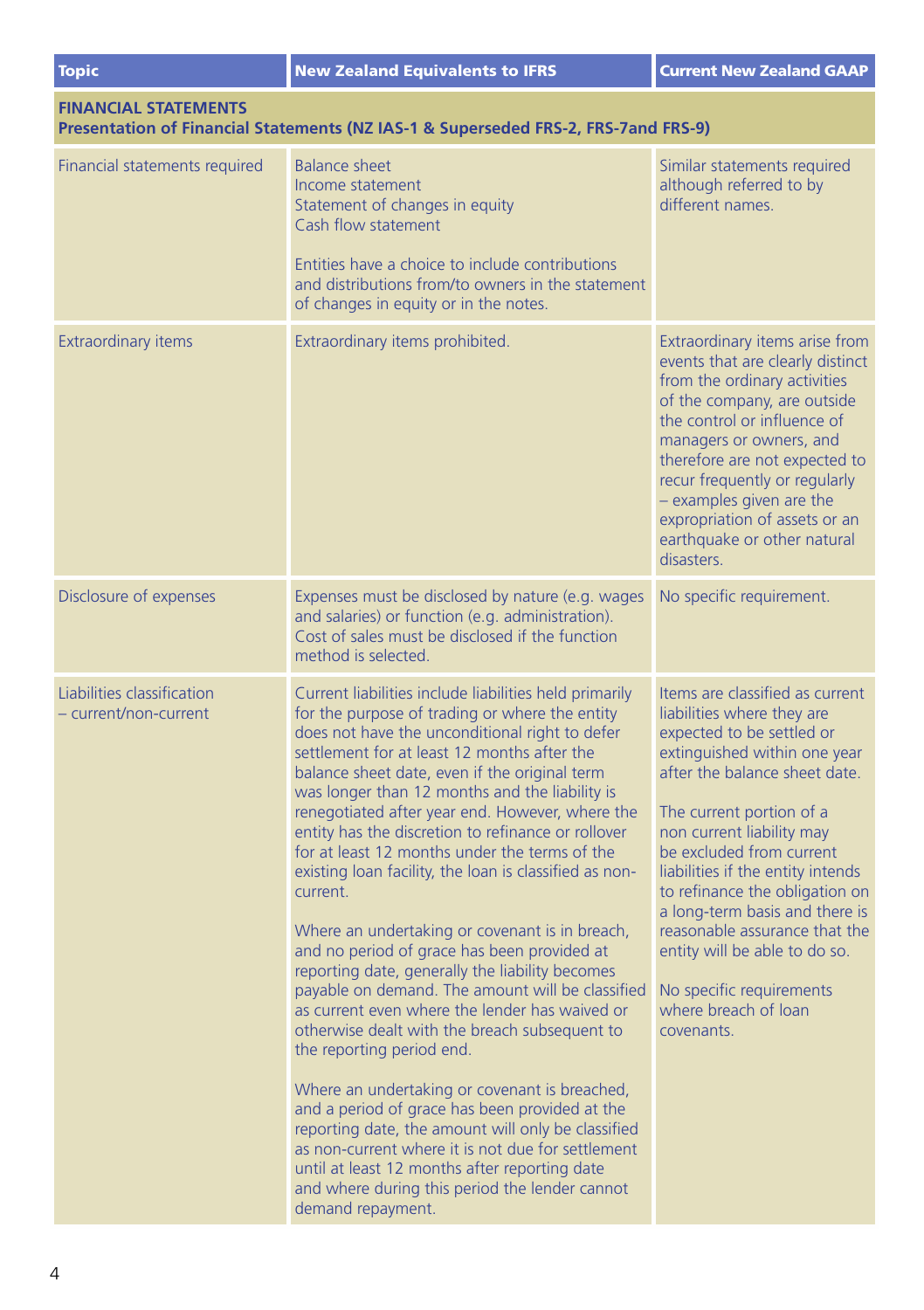| Topic | New Zealand Equivalents to IFRS | Current New Zealand GAAP |
|---|---|---|
| **FINANCIAL STATEMENTS**<br>**Presentation of Financial Statements (NZ IAS-1 & Superseded FRS-2, FRS-7and FRS-9)** | | |
| Financial statements required | Balance sheet<br>Income statement<br>Statement of changes in equity<br>Cash flow statement<br><br>Entities have a choice to include contributions and distributions from/to owners in the statement of changes in equity or in the notes. | Similar statements required although referred to by different names. |
| Extraordinary items | Extraordinary items prohibited. | Extraordinary items arise from events that are clearly distinct from the ordinary activities of the company, are outside the control or influence of managers or owners, and therefore are not expected to recur frequently or regularly – examples given are the expropriation of assets or an earthquake or other natural disasters. |
| Disclosure of expenses | Expenses must be disclosed by nature (e.g. wages and salaries) or function (e.g. administration). Cost of sales must be disclosed if the function method is selected. | No specific requirement. |
| Liabilities classification – current/non-current | Current liabilities include liabilities held primarily for the purpose of trading or where the entity does not have the unconditional right to defer settlement for at least 12 months after the balance sheet date, even if the original term was longer than 12 months and the liability is renegotiated after year end. However, where the entity has the discretion to refinance or rollover for at least 12 months under the terms of the existing loan facility, the loan is classified as non-current.<br><br>Where an undertaking or covenant is in breach, and no period of grace has been provided at reporting date, generally the liability becomes payable on demand. The amount will be classified as current even where the lender has waived or otherwise dealt with the breach subsequent to the reporting period end.<br><br>Where an undertaking or covenant is breached, and a period of grace has been provided at the reporting date, the amount will only be classified as non-current where it is not due for settlement until at least 12 months after reporting date and where during this period the lender cannot demand repayment. | Items are classified as current liabilities where they are expected to be settled or extinguished within one year after the balance sheet date.<br><br>The current portion of a non current liability may be excluded from current liabilities if the entity intends to refinance the obligation on a long-term basis and there is reasonable assurance that the entity will be able to do so.<br><br>No specific requirements where breach of loan covenants. |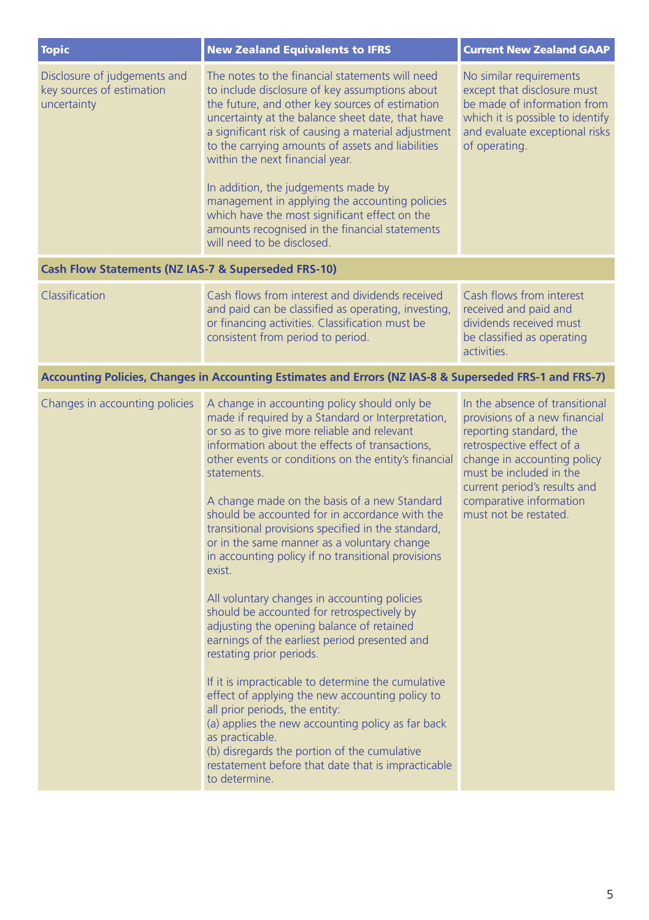| Topic | New Zealand Equivalents to IFRS | Current New Zealand GAAP |
|---|---|---|
| Disclosure of judgements and key sources of estimation uncertainty | The notes to the financial statements will need to include disclosure of key assumptions about the future, and other key sources of estimation uncertainty at the balance sheet date, that have a significant risk of causing a material adjustment to the carrying amounts of assets and liabilities within the next financial year.<br><br>In addition, the judgements made by management in applying the accounting policies which have the most significant effect on the amounts recognised in the financial statements will need to be disclosed. | No similar requirements except that disclosure must be made of information from which it is possible to identify and evaluate exceptional risks of operating. |
| **Cash Flow Statements (NZ IAS-7 & Superseded FRS-10)** | | |
| Classification | Cash flows from interest and dividends received and paid can be classified as operating, investing, or financing activities. Classification must be consistent from period to period. | Cash flows from interest received and paid and dividends received must be classified as operating activities. |
| **Accounting Policies, Changes in Accounting Estimates and Errors (NZ IAS-8 & Superseded FRS-1 and FRS-7)** | | |
| Changes in accounting policies | A change in accounting policy should only be made if required by a Standard or Interpretation, or so as to give more reliable and relevant information about the effects of transactions, other events or conditions on the entity's financial statements.<br><br>A change made on the basis of a new Standard should be accounted for in accordance with the transitional provisions specified in the standard, or in the same manner as a voluntary change in accounting policy if no transitional provisions exist.<br><br>All voluntary changes in accounting policies should be accounted for retrospectively by adjusting the opening balance of retained earnings of the earliest period presented and restating prior periods.<br><br>If it is impracticable to determine the cumulative effect of applying the new accounting policy to all prior periods, the entity:<br>(a) applies the new accounting policy as far back as practicable.<br>(b) disregards the portion of the cumulative restatement before that date that is impracticable to determine. | In the absence of transitional provisions of a new financial reporting standard, the retrospective effect of a change in accounting policy must be included in the current period's results and comparative information must not be restated. |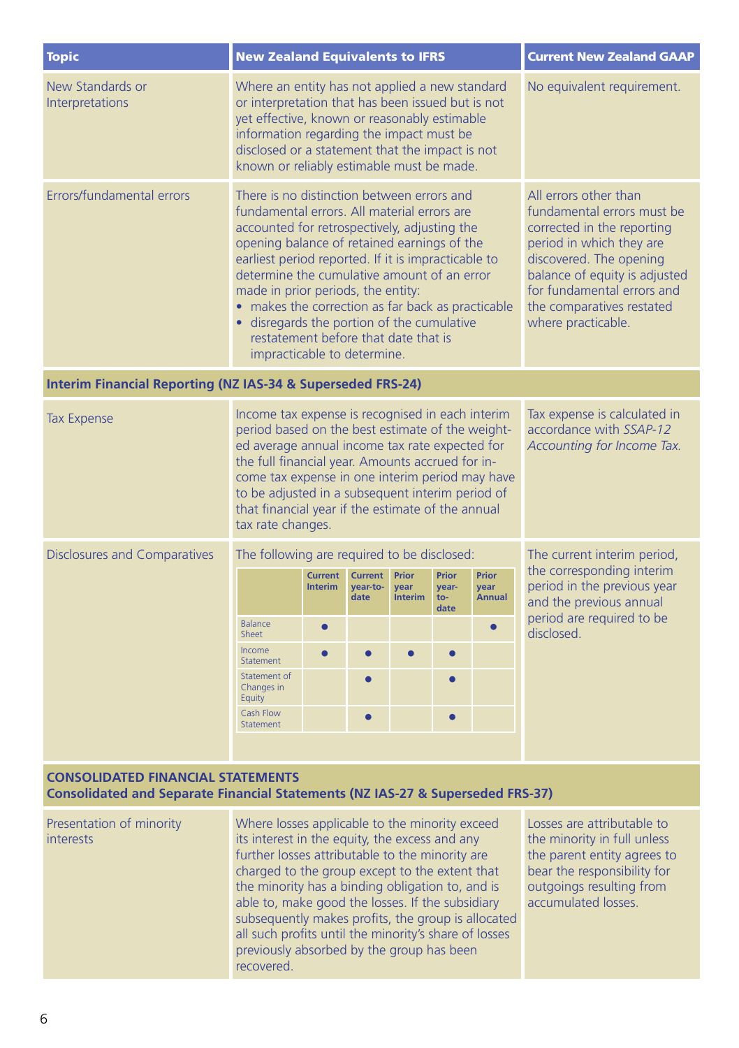| Topic | New Zealand Equivalents to IFRS | Current New Zealand GAAP |
|---|---|---|
| New Standards or Interpretations | Where an entity has not applied a new standard or interpretation that has been issued but is not yet effective, known or reasonably estimable information regarding the impact must be disclosed or a statement that the impact is not known or reliably estimable must be made. | No equivalent requirement. |
| Errors/fundamental errors | There is no distinction between errors and fundamental errors. All material errors are accounted for retrospectively, adjusting the opening balance of retained earnings of the earliest period reported. If it is impracticable to determine the cumulative amount of an error made in prior periods, the entity:<br>• makes the correction as far back as practicable<br>• disregards the portion of the cumulative restatement before that date that is impracticable to determine. | All errors other than fundamental errors must be corrected in the reporting period in which they are discovered. The opening balance of equity is adjusted for fundamental errors and the comparatives restated where practicable. |

**Interim Financial Reporting (NZ IAS-34 & Superseded FRS-24)**

| Topic | New Zealand Equivalents to IFRS | Current New Zealand GAAP |
|---|---|---|
| Tax Expense | Income tax expense is recognised in each interim period based on the best estimate of the weighted average annual income tax rate expected for the full financial year. Amounts accrued for income tax expense in one interim period may have to be adjusted in a subsequent interim period of that financial year if the estimate of the annual tax rate changes. | Tax expense is calculated in accordance with *SSAP-12 Accounting for Income Tax.* |
| Disclosures and Comparatives | The following are required to be disclosed: (see table below) | The current interim period, the corresponding interim period in the previous year and the previous annual period are required to be disclosed. |

| | Current Interim | Current year-to-date | Prior year Interim | Prior year-to-date | Prior year Annual |
|---|---|---|---|---|---|
| Balance Sheet | ● | | | | ● |
| Income Statement | ● | ● | ● | ● | |
| Statement of Changes in Equity | | ● | | ● | |
| Cash Flow Statement | | ● | | ● | |

**CONSOLIDATED FINANCIAL STATEMENTS**
**Consolidated and Separate Financial Statements (NZ IAS-27 & Superseded FRS-37)**

| Topic | New Zealand Equivalents to IFRS | Current New Zealand GAAP |
|---|---|---|
| Presentation of minority interests | Where losses applicable to the minority exceed its interest in the equity, the excess and any further losses attributable to the minority are charged to the group except to the extent that the minority has a binding obligation to, and is able to, make good the losses. If the subsidiary subsequently makes profits, the group is allocated all such profits until the minority's share of losses previously absorbed by the group has been recovered. | Losses are attributable to the minority in full unless the parent entity agrees to bear the responsibility for outgoings resulting from accumulated losses. |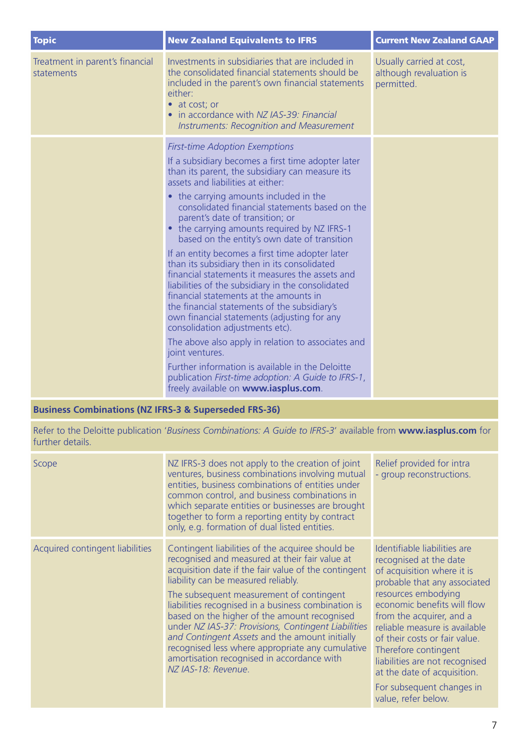| Topic | New Zealand Equivalents to IFRS | Current New Zealand GAAP |
|---|---|---|
| Treatment in parent's financial statements | Investments in subsidiaries that are included in the consolidated financial statements should be included in the parent's own financial statements either:<br>• at cost; or<br>• in accordance with *NZ IAS-39: Financial Instruments: Recognition and Measurement* | Usually carried at cost, although revaluation is permitted. |
| | *First-time Adoption Exemptions*<br>If a subsidiary becomes a first time adopter later than its parent, the subsidiary can measure its assets and liabilities at either:<br>• the carrying amounts included in the consolidated financial statements based on the parent's date of transition; or<br>• the carrying amounts required by NZ IFRS-1 based on the entity's own date of transition<br>If an entity becomes a first time adopter later than its subsidiary then in its consolidated financial statements it measures the assets and liabilities of the subsidiary in the consolidated financial statements at the amounts in the financial statements of the subsidiary's own financial statements (adjusting for any consolidation adjustments etc).<br>The above also apply in relation to associates and joint ventures.<br>Further information is available in the Deloitte publication *First-time adoption: A Guide to IFRS-1*, freely available on **www.iasplus.com**. | |
| **Business Combinations (NZ IFRS-3 & Superseded FRS-36)** | | |
| Refer to the Deloitte publication '*Business Combinations: A Guide to IFRS-3*' available from **www.iasplus.com** for further details. | | |
| Scope | NZ IFRS-3 does not apply to the creation of joint ventures, business combinations involving mutual entities, business combinations of entities under common control, and business combinations in which separate entities or businesses are brought together to form a reporting entity by contract only, e.g. formation of dual listed entities. | Relief provided for intra - group reconstructions. |
| Acquired contingent liabilities | Contingent liabilities of the acquiree should be recognised and measured at their fair value at acquisition date if the fair value of the contingent liability can be measured reliably.<br>The subsequent measurement of contingent liabilities recognised in a business combination is based on the higher of the amount recognised under *NZ IAS-37: Provisions, Contingent Liabilities and Contingent Assets* and the amount initially recognised less where appropriate any cumulative amortisation recognised in accordance with *NZ IAS-18: Revenue*. | Identifiable liabilities are recognised at the date of acquisition where it is probable that any associated resources embodying economic benefits will flow from the acquirer, and a reliable measure is available of their costs or fair value. Therefore contingent liabilities are not recognised at the date of acquisition.<br>For subsequent changes in value, refer below. |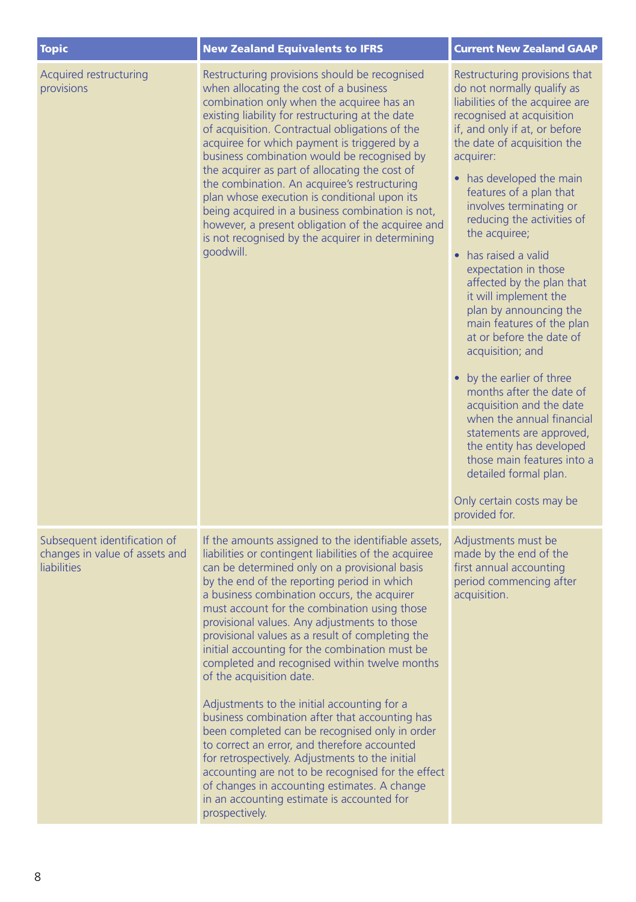| Topic | New Zealand Equivalents to IFRS | Current New Zealand GAAP |
|---|---|---|
| Acquired restructuring provisions | Restructuring provisions should be recognised when allocating the cost of a business combination only when the acquiree has an existing liability for restructuring at the date of acquisition. Contractual obligations of the acquiree for which payment is triggered by a business combination would be recognised by the acquirer as part of allocating the cost of the combination. An acquiree's restructuring plan whose execution is conditional upon its being acquired in a business combination is not, however, a present obligation of the acquiree and is not recognised by the acquirer in determining goodwill. | Restructuring provisions that do not normally qualify as liabilities of the acquiree are recognised at acquisition if, and only if at, or before the date of acquisition the acquirer:<br>• has developed the main features of a plan that involves terminating or reducing the activities of the acquiree;<br>• has raised a valid expectation in those affected by the plan that it will implement the plan by announcing the main features of the plan at or before the date of acquisition; and<br>• by the earlier of three months after the date of acquisition and the date when the annual financial statements are approved, the entity has developed those main features into a detailed formal plan.<br><br>Only certain costs may be provided for. |
| Subsequent identification of changes in value of assets and liabilities | If the amounts assigned to the identifiable assets, liabilities or contingent liabilities of the acquiree can be determined only on a provisional basis by the end of the reporting period in which a business combination occurs, the acquirer must account for the combination using those provisional values. Any adjustments to those provisional values as a result of completing the initial accounting for the combination must be completed and recognised within twelve months of the acquisition date.<br><br>Adjustments to the initial accounting for a business combination after that accounting has been completed can be recognised only in order to correct an error, and therefore accounted for retrospectively. Adjustments to the initial accounting are not to be recognised for the effect of changes in accounting estimates. A change in an accounting estimate is accounted for prospectively. | Adjustments must be made by the end of the first annual accounting period commencing after acquisition. |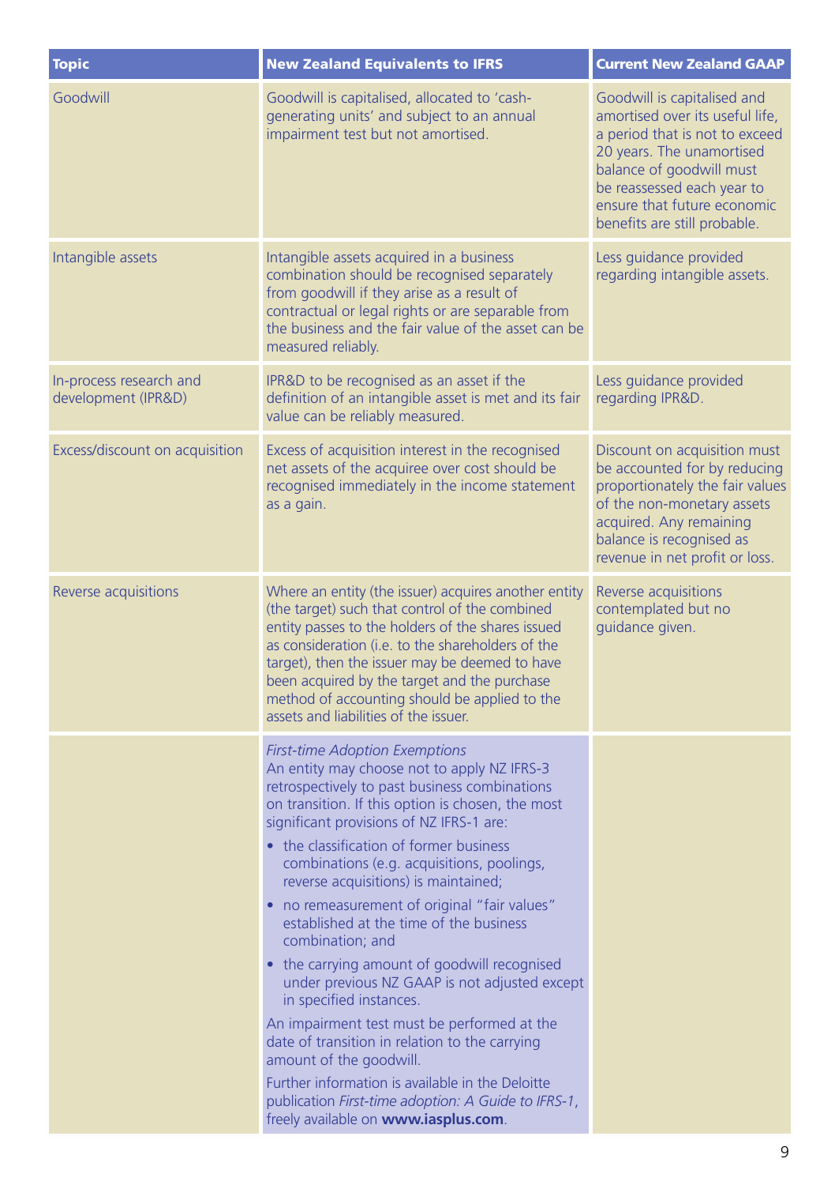| Topic | New Zealand Equivalents to IFRS | Current New Zealand GAAP |
|---|---|---|
| Goodwill | Goodwill is capitalised, allocated to 'cash-generating units' and subject to an annual impairment test but not amortised. | Goodwill is capitalised and amortised over its useful life, a period that is not to exceed 20 years. The unamortised balance of goodwill must be reassessed each year to ensure that future economic benefits are still probable. |
| Intangible assets | Intangible assets acquired in a business combination should be recognised separately from goodwill if they arise as a result of contractual or legal rights or are separable from the business and the fair value of the asset can be measured reliably. | Less guidance provided regarding intangible assets. |
| In-process research and development (IPR&D) | IPR&D to be recognised as an asset if the definition of an intangible asset is met and its fair value can be reliably measured. | Less guidance provided regarding IPR&D. |
| Excess/discount on acquisition | Excess of acquisition interest in the recognised net assets of the acquiree over cost should be recognised immediately in the income statement as a gain. | Discount on acquisition must be accounted for by reducing proportionately the fair values of the non-monetary assets acquired. Any remaining balance is recognised as revenue in net profit or loss. |
| Reverse acquisitions | Where an entity (the issuer) acquires another entity (the target) such that control of the combined entity passes to the holders of the shares issued as consideration (i.e. to the shareholders of the target), then the issuer may be deemed to have been acquired by the target and the purchase method of accounting should be applied to the assets and liabilities of the issuer. | Reverse acquisitions contemplated but no guidance given. |
| | *First-time Adoption Exemptions*<br>An entity may choose not to apply NZ IFRS-3 retrospectively to past business combinations on transition. If this option is chosen, the most significant provisions of NZ IFRS-1 are:<br>• the classification of former business combinations (e.g. acquisitions, poolings, reverse acquisitions) is maintained;<br>• no remeasurement of original "fair values" established at the time of the business combination; and<br>• the carrying amount of goodwill recognised under previous NZ GAAP is not adjusted except in specified instances.<br>An impairment test must be performed at the date of transition in relation to the carrying amount of the goodwill.<br>Further information is available in the Deloitte publication *First-time adoption: A Guide to IFRS-1*, freely available on **www.iasplus.com**. | |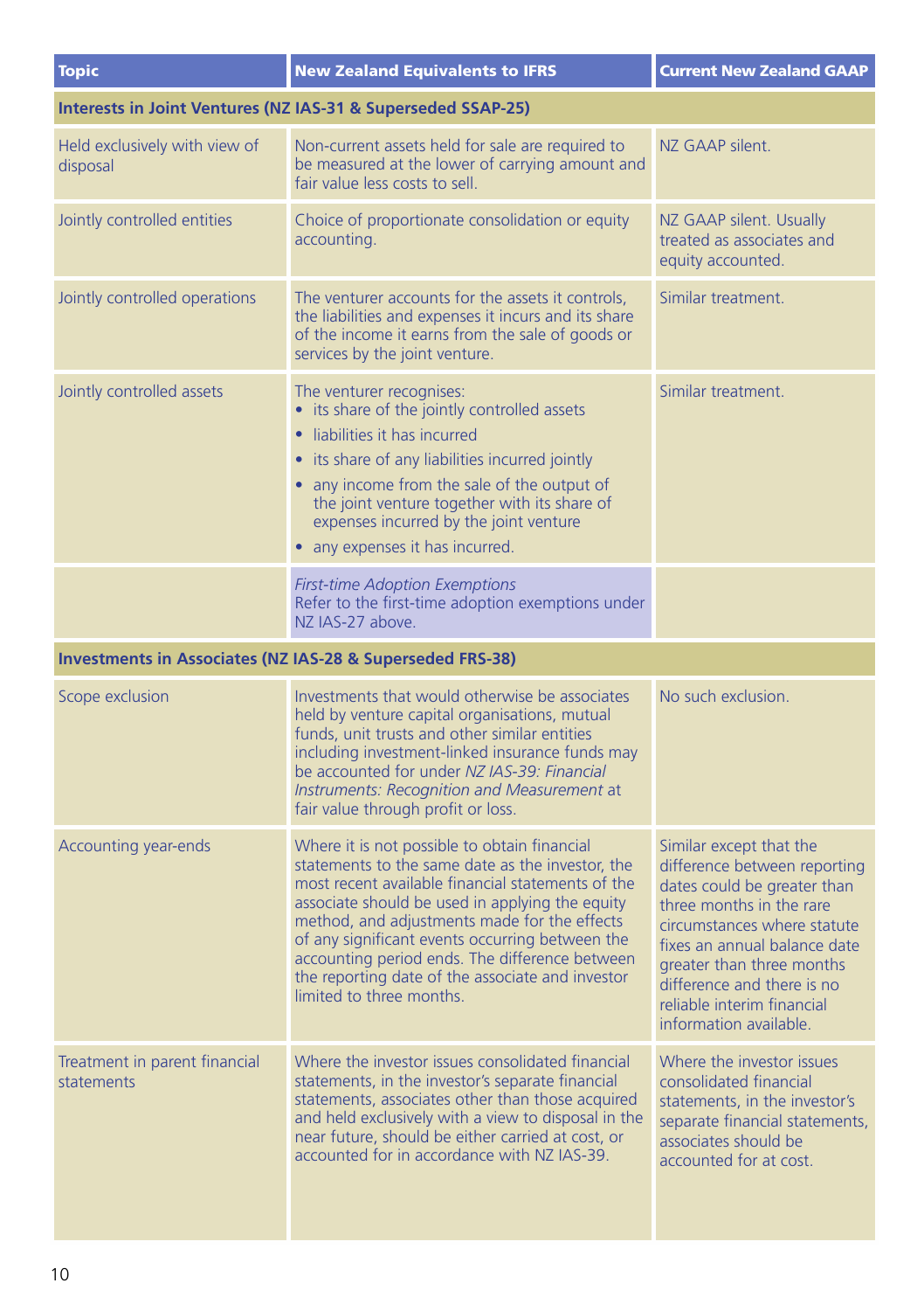| Topic | New Zealand Equivalents to IFRS | Current New Zealand GAAP |
| --- | --- | --- |
| **Interests in Joint Ventures (NZ IAS-31 & Superseded SSAP-25)** | | |
| Held exclusively with view of disposal | Non-current assets held for sale are required to be measured at the lower of carrying amount and fair value less costs to sell. | NZ GAAP silent. |
| Jointly controlled entities | Choice of proportionate consolidation or equity accounting. | NZ GAAP silent. Usually treated as associates and equity accounted. |
| Jointly controlled operations | The venturer accounts for the assets it controls, the liabilities and expenses it incurs and its share of the income it earns from the sale of goods or services by the joint venture. | Similar treatment. |
| Jointly controlled assets | The venturer recognises:<br>• its share of the jointly controlled assets<br>• liabilities it has incurred<br>• its share of any liabilities incurred jointly<br>• any income from the sale of the output of the joint venture together with its share of expenses incurred by the joint venture<br>• any expenses it has incurred. | Similar treatment. |
| | *First-time Adoption Exemptions*<br>Refer to the first-time adoption exemptions under NZ IAS-27 above. | |
| **Investments in Associates (NZ IAS-28 & Superseded FRS-38)** | | |
| Scope exclusion | Investments that would otherwise be associates held by venture capital organisations, mutual funds, unit trusts and other similar entities including investment-linked insurance funds may be accounted for under *NZ IAS-39: Financial Instruments: Recognition and Measurement* at fair value through profit or loss. | No such exclusion. |
| Accounting year-ends | Where it is not possible to obtain financial statements to the same date as the investor, the most recent available financial statements of the associate should be used in applying the equity method, and adjustments made for the effects of any significant events occurring between the accounting period ends. The difference between the reporting date of the associate and investor limited to three months. | Similar except that the difference between reporting dates could be greater than three months in the rare circumstances where statute fixes an annual balance date greater than three months difference and there is no reliable interim financial information available. |
| Treatment in parent financial statements | Where the investor issues consolidated financial statements, in the investor's separate financial statements, associates other than those acquired and held exclusively with a view to disposal in the near future, should be either carried at cost, or accounted for in accordance with NZ IAS-39. | Where the investor issues consolidated financial statements, in the investor's separate financial statements, associates should be accounted for at cost. |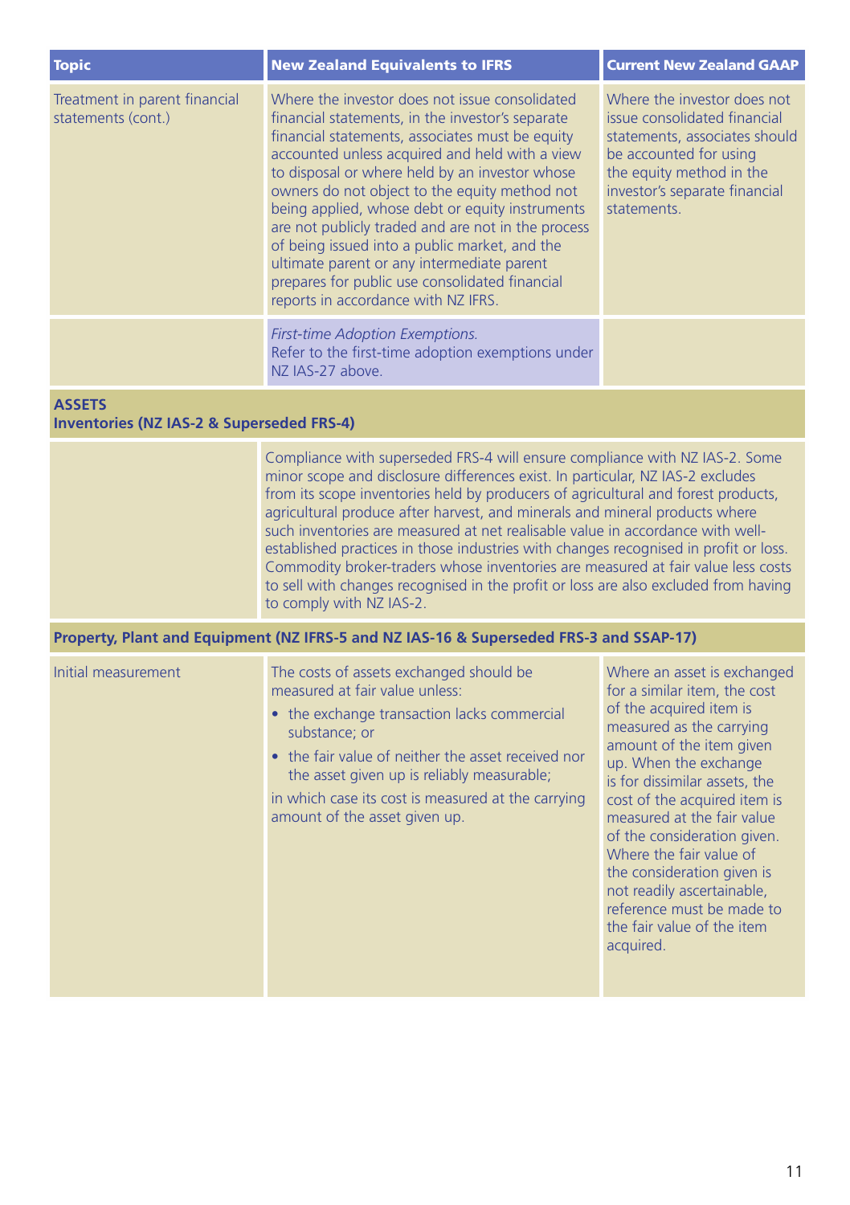| Topic | New Zealand Equivalents to IFRS | Current New Zealand GAAP |
|---|---|---|
| Treatment in parent financial statements (cont.) | Where the investor does not issue consolidated financial statements, in the investor's separate financial statements, associates must be equity accounted unless acquired and held with a view to disposal or where held by an investor whose owners do not object to the equity method not being applied, whose debt or equity instruments are not publicly traded and are not in the process of being issued into a public market, and the ultimate parent or any intermediate parent prepares for public use consolidated financial reports in accordance with NZ IFRS. | Where the investor does not issue consolidated financial statements, associates should be accounted for using the equity method in the investor's separate financial statements. |
| | *First-time Adoption Exemptions.* Refer to the first-time adoption exemptions under NZ IAS-27 above. | |
| **ASSETS** **Inventories (NZ IAS-2 & Superseded FRS-4)** | | |
| | Compliance with superseded FRS-4 will ensure compliance with NZ IAS-2. Some minor scope and disclosure differences exist. In particular, NZ IAS-2 excludes from its scope inventories held by producers of agricultural and forest products, agricultural produce after harvest, and minerals and mineral products where such inventories are measured at net realisable value in accordance with well-established practices in those industries with changes recognised in profit or loss. Commodity broker-traders whose inventories are measured at fair value less costs to sell with changes recognised in the profit or loss are also excluded from having to comply with NZ IAS-2. | |
| **Property, Plant and Equipment (NZ IFRS-5 and NZ IAS-16 & Superseded FRS-3 and SSAP-17)** | | |
| Initial measurement | The costs of assets exchanged should be measured at fair value unless: <br>• the exchange transaction lacks commercial substance; or <br>• the fair value of neither the asset received nor the asset given up is reliably measurable; <br>in which case its cost is measured at the carrying amount of the asset given up. | Where an asset is exchanged for a similar item, the cost of the acquired item is measured as the carrying amount of the item given up. When the exchange is for dissimilar assets, the cost of the acquired item is measured at the fair value of the consideration given. Where the fair value of the consideration given is not readily ascertainable, reference must be made to the fair value of the item acquired. |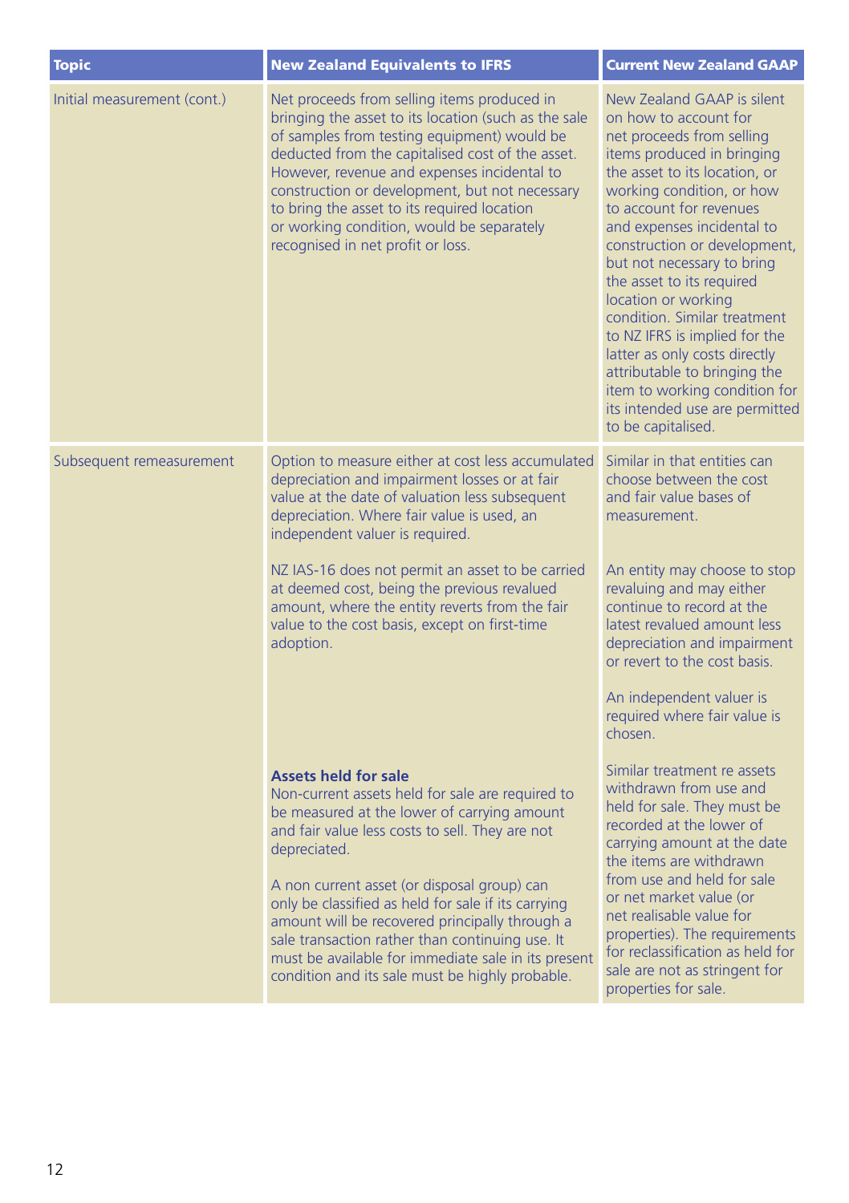| Topic | New Zealand Equivalents to IFRS | Current New Zealand GAAP |
|---|---|---|
| Initial measurement (cont.) | Net proceeds from selling items produced in bringing the asset to its location (such as the sale of samples from testing equipment) would be deducted from the capitalised cost of the asset. However, revenue and expenses incidental to construction or development, but not necessary to bring the asset to its required location or working condition, would be separately recognised in net profit or loss. | New Zealand GAAP is silent on how to account for net proceeds from selling items produced in bringing the asset to its location, or working condition, or how to account for revenues and expenses incidental to construction or development, but not necessary to bring the asset to its required location or working condition. Similar treatment to NZ IFRS is implied for the latter as only costs directly attributable to bringing the item to working condition for its intended use are permitted to be capitalised. |
| Subsequent remeasurement | Option to measure either at cost less accumulated depreciation and impairment losses or at fair value at the date of valuation less subsequent depreciation. Where fair value is used, an independent valuer is required. | Similar in that entities can choose between the cost and fair value bases of measurement. |
| | NZ IAS-16 does not permit an asset to be carried at deemed cost, being the previous revalued amount, where the entity reverts from the fair value to the cost basis, except on first-time adoption. | An entity may choose to stop revaluing and may either continue to record at the latest revalued amount less depreciation and impairment or revert to the cost basis.<br><br>An independent valuer is required where fair value is chosen. |
| | **Assets held for sale**<br>Non-current assets held for sale are required to be measured at the lower of carrying amount and fair value less costs to sell. They are not depreciated.<br><br>A non current asset (or disposal group) can only be classified as held for sale if its carrying amount will be recovered principally through a sale transaction rather than continuing use. It must be available for immediate sale in its present condition and its sale must be highly probable. | Similar treatment re assets withdrawn from use and held for sale. They must be recorded at the lower of carrying amount at the date the items are withdrawn from use and held for sale or net market value (or net realisable value for properties). The requirements for reclassification as held for sale are not as stringent for properties for sale. |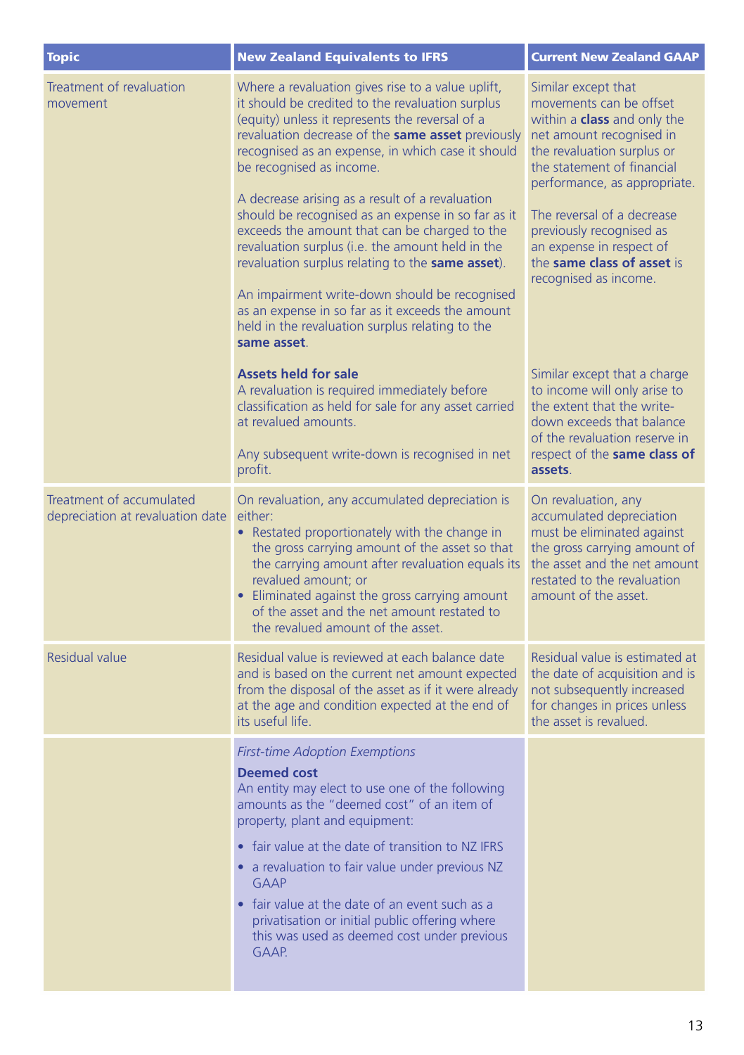| Topic | New Zealand Equivalents to IFRS | Current New Zealand GAAP |
|---|---|---|
| Treatment of revaluation movement | Where a revaluation gives rise to a value uplift, it should be credited to the revaluation surplus (equity) unless it represents the reversal of a revaluation decrease of the **same asset** previously recognised as an expense, in which case it should be recognised as income.<br><br>A decrease arising as a result of a revaluation should be recognised as an expense in so far as it exceeds the amount that can be charged to the revaluation surplus (i.e. the amount held in the revaluation surplus relating to the **same asset**).<br><br>An impairment write-down should be recognised as an expense in so far as it exceeds the amount held in the revaluation surplus relating to the **same asset**. | Similar except that movements can be offset within a **class** and only the net amount recognised in the revaluation surplus or the statement of financial performance, as appropriate.<br><br>The reversal of a decrease previously recognised as an expense in respect of the **same class of asset** is recognised as income. |
| | **Assets held for sale**<br>A revaluation is required immediately before classification as held for sale for any asset carried at revalued amounts.<br><br>Any subsequent write-down is recognised in net profit. | Similar except that a charge to income will only arise to the extent that the write-down exceeds that balance of the revaluation reserve in respect of the **same class of assets**. |
| Treatment of accumulated depreciation at revaluation date | On revaluation, any accumulated depreciation is either:<br>• Restated proportionately with the change in the gross carrying amount of the asset so that the carrying amount after revaluation equals its revalued amount; or<br>• Eliminated against the gross carrying amount of the asset and the net amount restated to the revalued amount of the asset. | On revaluation, any accumulated depreciation must be eliminated against the gross carrying amount of the asset and the net amount restated to the revaluation amount of the asset. |
| Residual value | Residual value is reviewed at each balance date and is based on the current net amount expected from the disposal of the asset as if it were already at the age and condition expected at the end of its useful life. | Residual value is estimated at the date of acquisition and is not subsequently increased for changes in prices unless the asset is revalued. |
| | *First-time Adoption Exemptions*<br>**Deemed cost**<br>An entity may elect to use one of the following amounts as the "deemed cost" of an item of property, plant and equipment:<br>• fair value at the date of transition to NZ IFRS<br>• a revaluation to fair value under previous NZ GAAP<br>• fair value at the date of an event such as a privatisation or initial public offering where this was used as deemed cost under previous GAAP. | |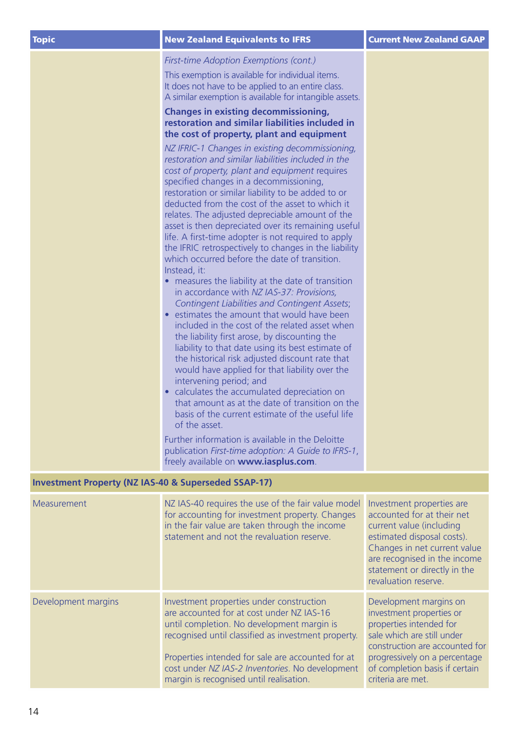| Topic | New Zealand Equivalents to IFRS | Current New Zealand GAAP |
|---|---|---|
| | *First-time Adoption Exemptions (cont.)*<br><br>This exemption is available for individual items. It does not have to be applied to an entire class. A similar exemption is available for intangible assets.<br><br>**Changes in existing decommissioning, restoration and similar liabilities included in the cost of property, plant and equipment**<br><br>*NZ IFRIC-1 Changes in existing decommissioning, restoration and similar liabilities included in the cost of property, plant and equipment* requires specified changes in a decommissioning, restoration or similar liability to be added to or deducted from the cost of the asset to which it relates. The adjusted depreciable amount of the asset is then depreciated over its remaining useful life. A first-time adopter is not required to apply the IFRIC retrospectively to changes in the liability which occurred before the date of transition. Instead, it:<br>• measures the liability at the date of transition in accordance with *NZ IAS-37: Provisions, Contingent Liabilities and Contingent Assets*;<br>• estimates the amount that would have been included in the cost of the related asset when the liability first arose, by discounting the liability to that date using its best estimate of the historical risk adjusted discount rate that would have applied for that liability over the intervening period; and<br>• calculates the accumulated depreciation on that amount as at the date of transition on the basis of the current estimate of the useful life of the asset.<br><br>Further information is available in the Deloitte publication *First-time adoption: A Guide to IFRS-1*, freely available on **www.iasplus.com**. | |
| **Investment Property (NZ IAS-40 & Superseded SSAP-17)** | | |
| Measurement | NZ IAS-40 requires the use of the fair value model for accounting for investment property. Changes in the fair value are taken through the income statement and not the revaluation reserve. | Investment properties are accounted for at their net current value (including estimated disposal costs). Changes in net current value are recognised in the income statement or directly in the revaluation reserve. |
| Development margins | Investment properties under construction are accounted for at cost under NZ IAS-16 until completion. No development margin is recognised until classified as investment property.<br><br>Properties intended for sale are accounted for at cost under *NZ IAS-2 Inventories*. No development margin is recognised until realisation. | Development margins on investment properties or properties intended for sale which are still under construction are accounted for progressively on a percentage of completion basis if certain criteria are met. |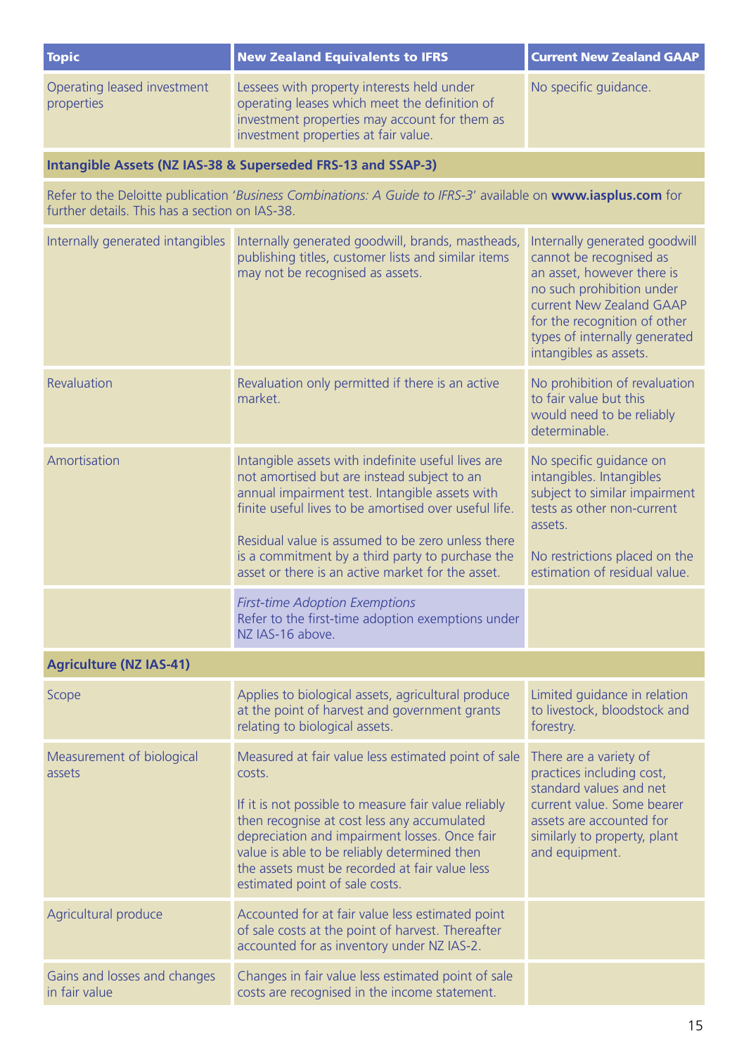| Topic | New Zealand Equivalents to IFRS | Current New Zealand GAAP |
|---|---|---|
| Operating leased investment properties | Lessees with property interests held under operating leases which meet the definition of investment properties may account for them as investment properties at fair value. | No specific guidance. |
| **Intangible Assets (NZ IAS-38 & Superseded FRS-13 and SSAP-3)** | | |
| Refer to the Deloitte publication '*Business Combinations: A Guide to IFRS-3*' available on **www.iasplus.com** for further details. This has a section on IAS-38. | | |
| Internally generated intangibles | Internally generated goodwill, brands, mastheads, publishing titles, customer lists and similar items may not be recognised as assets. | Internally generated goodwill cannot be recognised as an asset, however there is no such prohibition under current New Zealand GAAP for the recognition of other types of internally generated intangibles as assets. |
| Revaluation | Revaluation only permitted if there is an active market. | No prohibition of revaluation to fair value but this would need to be reliably determinable. |
| Amortisation | Intangible assets with indefinite useful lives are not amortised but are instead subject to an annual impairment test. Intangible assets with finite useful lives to be amortised over useful life.<br><br>Residual value is assumed to be zero unless there is a commitment by a third party to purchase the asset or there is an active market for the asset. | No specific guidance on intangibles. Intangibles subject to similar impairment tests as other non-current assets.<br><br>No restrictions placed on the estimation of residual value. |
| | *First-time Adoption Exemptions*<br>Refer to the first-time adoption exemptions under NZ IAS-16 above. | |
| **Agriculture (NZ IAS-41)** | | |
| Scope | Applies to biological assets, agricultural produce at the point of harvest and government grants relating to biological assets. | Limited guidance in relation to livestock, bloodstock and forestry. |
| Measurement of biological assets | Measured at fair value less estimated point of sale costs.<br><br>If it is not possible to measure fair value reliably then recognise at cost less any accumulated depreciation and impairment losses. Once fair value is able to be reliably determined then the assets must be recorded at fair value less estimated point of sale costs. | There are a variety of practices including cost, standard values and net current value. Some bearer assets are accounted for similarly to property, plant and equipment. |
| Agricultural produce | Accounted for at fair value less estimated point of sale costs at the point of harvest. Thereafter accounted for as inventory under NZ IAS-2. | |
| Gains and losses and changes in fair value | Changes in fair value less estimated point of sale costs are recognised in the income statement. | |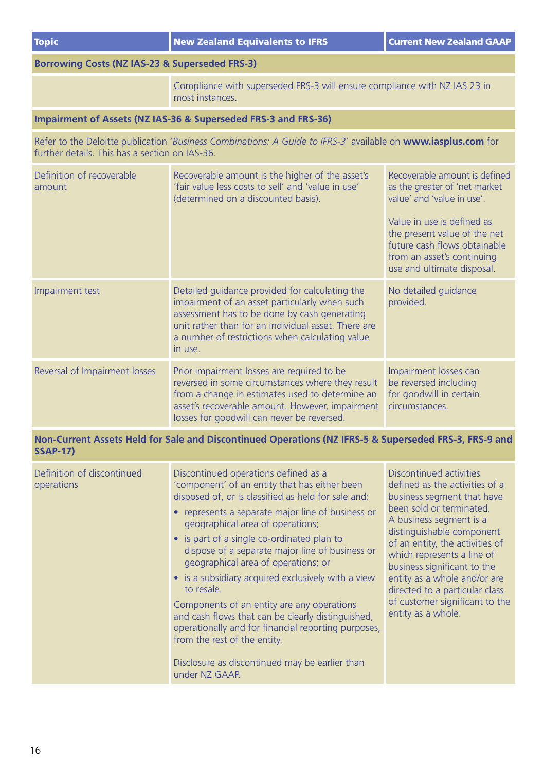| Topic | New Zealand Equivalents to IFRS | Current New Zealand GAAP |
|---|---|---|
| **Borrowing Costs (NZ IAS-23 & Superseded FRS-3)** | | |
| | Compliance with superseded FRS-3 will ensure compliance with NZ IAS 23 in most instances. | |
| **Impairment of Assets (NZ IAS-36 & Superseded FRS-3 and FRS-36)** | | |
| Refer to the Deloitte publication '*Business Combinations: A Guide to IFRS-3*' available on **www.iasplus.com** for further details. This has a section on IAS-36. | | |
| Definition of recoverable amount | Recoverable amount is the higher of the asset's 'fair value less costs to sell' and 'value in use' (determined on a discounted basis). | Recoverable amount is defined as the greater of 'net market value' and 'value in use'.<br><br>Value in use is defined as the present value of the net future cash flows obtainable from an asset's continuing use and ultimate disposal. |
| Impairment test | Detailed guidance provided for calculating the impairment of an asset particularly when such assessment has to be done by cash generating unit rather than for an individual asset. There are a number of restrictions when calculating value in use. | No detailed guidance provided. |
| Reversal of Impairment losses | Prior impairment losses are required to be reversed in some circumstances where they result from a change in estimates used to determine an asset's recoverable amount. However, impairment losses for goodwill can never be reversed. | Impairment losses can be reversed including for goodwill in certain circumstances. |
| **Non-Current Assets Held for Sale and Discontinued Operations (NZ IFRS-5 & Superseded FRS-3, FRS-9 and SSAP-17)** | | |
| Definition of discontinued operations | Discontinued operations defined as a 'component' of an entity that has either been disposed of, or is classified as held for sale and:<br>• represents a separate major line of business or geographical area of operations;<br>• is part of a single co-ordinated plan to dispose of a separate major line of business or geographical area of operations; or<br>• is a subsidiary acquired exclusively with a view to resale.<br>Components of an entity are any operations and cash flows that can be clearly distinguished, operationally and for financial reporting purposes, from the rest of the entity.<br><br>Disclosure as discontinued may be earlier than under NZ GAAP. | Discontinued activities defined as the activities of a business segment that have been sold or terminated. A business segment is a distinguishable component of an entity, the activities of which represents a line of business significant to the entity as a whole and/or are directed to a particular class of customer significant to the entity as a whole. |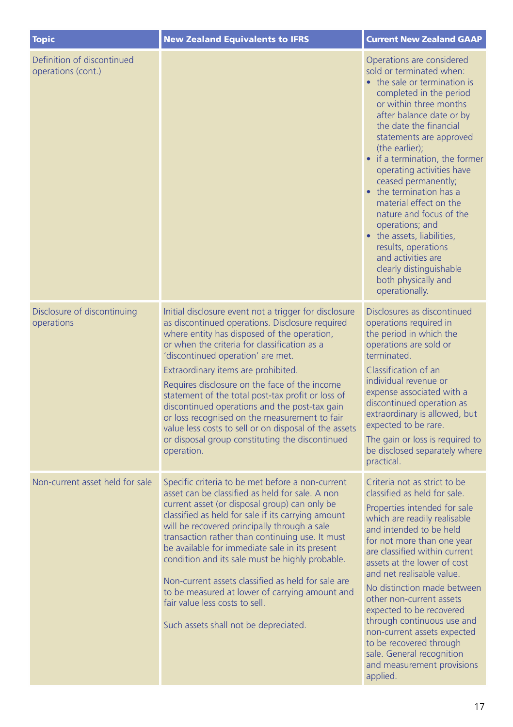| Topic | New Zealand Equivalents to IFRS | Current New Zealand GAAP |
|---|---|---|
| Definition of discontinued operations (cont.) | | Operations are considered sold or terminated when:<br>• the sale or termination is completed in the period or within three months after balance date or by the date the financial statements are approved (the earlier);<br>• if a termination, the former operating activities have ceased permanently;<br>• the termination has a material effect on the nature and focus of the operations; and<br>• the assets, liabilities, results, operations and activities are clearly distinguishable both physically and operationally. |
| Disclosure of discontinuing operations | Initial disclosure event not a trigger for disclosure as discontinued operations. Disclosure required where entity has disposed of the operation, or when the criteria for classification as a 'discontinued operation' are met.<br><br>Extraordinary items are prohibited.<br><br>Requires disclosure on the face of the income statement of the total post-tax profit or loss of discontinued operations and the post-tax gain or loss recognised on the measurement to fair value less costs to sell or on disposal of the assets or disposal group constituting the discontinued operation. | Disclosures as discontinued operations required in the period in which the operations are sold or terminated.<br><br>Classification of an individual revenue or expense associated with a discontinued operation as extraordinary is allowed, but expected to be rare.<br><br>The gain or loss is required to be disclosed separately where practical. |
| Non-current asset held for sale | Specific criteria to be met before a non-current asset can be classified as held for sale. A non current asset (or disposal group) can only be classified as held for sale if its carrying amount will be recovered principally through a sale transaction rather than continuing use. It must be available for immediate sale in its present condition and its sale must be highly probable.<br><br>Non-current assets classified as held for sale are to be measured at lower of carrying amount and fair value less costs to sell.<br><br>Such assets shall not be depreciated. | Criteria not as strict to be classified as held for sale.<br><br>Properties intended for sale which are readily realisable and intended to be held for not more than one year are classified within current assets at the lower of cost and net realisable value.<br><br>No distinction made between other non-current assets expected to be recovered through continuous use and non-current assets expected to be recovered through sale. General recognition and measurement provisions applied. |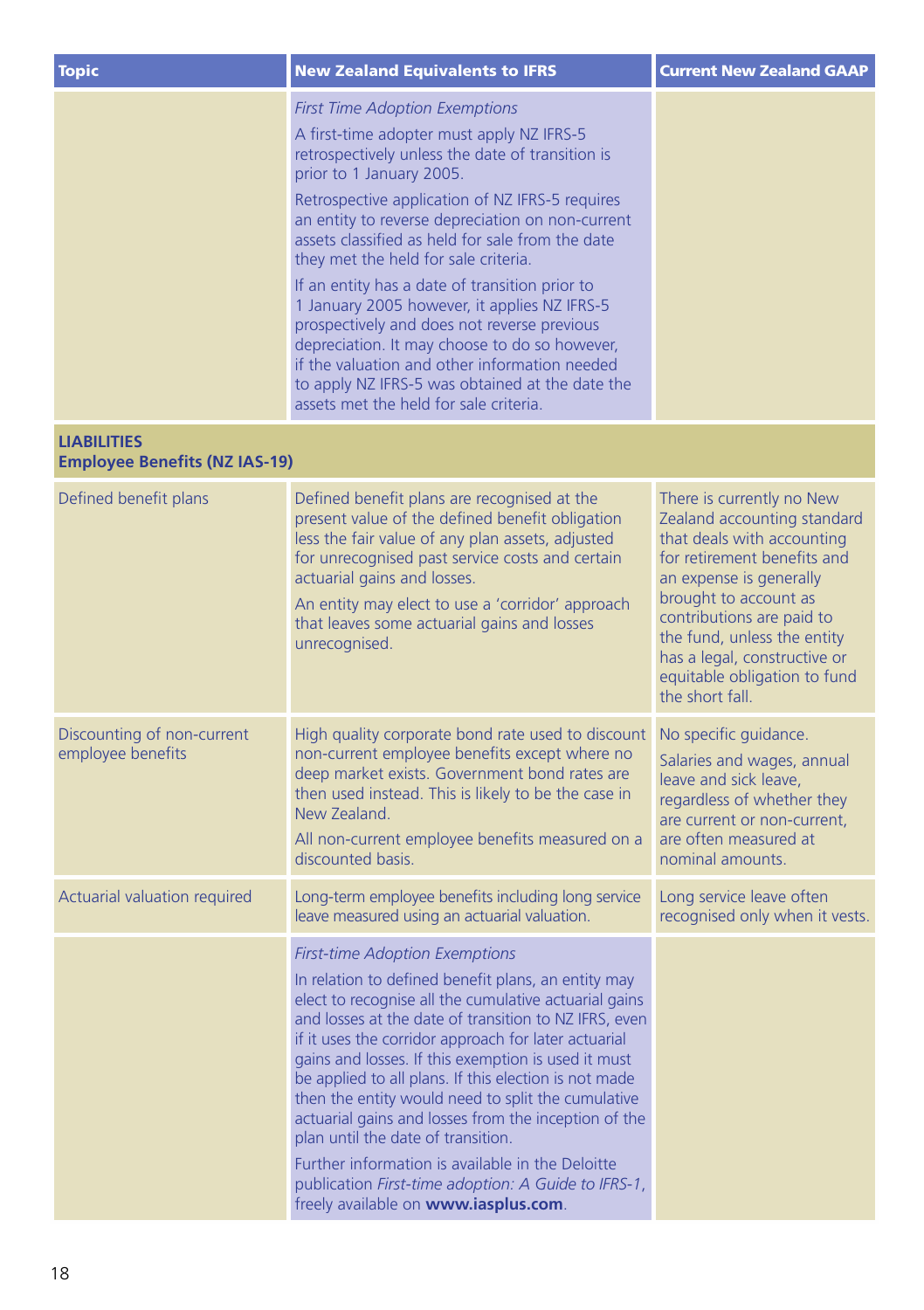| Topic | New Zealand Equivalents to IFRS | Current New Zealand GAAP |
|---|---|---|
| | *First Time Adoption Exemptions*<br><br>A first-time adopter must apply NZ IFRS-5 retrospectively unless the date of transition is prior to 1 January 2005.<br><br>Retrospective application of NZ IFRS-5 requires an entity to reverse depreciation on non-current assets classified as held for sale from the date they met the held for sale criteria.<br><br>If an entity has a date of transition prior to 1 January 2005 however, it applies NZ IFRS-5 prospectively and does not reverse previous depreciation. It may choose to do so however, if the valuation and other information needed to apply NZ IFRS-5 was obtained at the date the assets met the held for sale criteria. | |
| **LIABILITIES**<br>**Employee Benefits (NZ IAS-19)** | | |
| Defined benefit plans | Defined benefit plans are recognised at the present value of the defined benefit obligation less the fair value of any plan assets, adjusted for unrecognised past service costs and certain actuarial gains and losses.<br><br>An entity may elect to use a 'corridor' approach that leaves some actuarial gains and losses unrecognised. | There is currently no New Zealand accounting standard that deals with accounting for retirement benefits and an expense is generally brought to account as contributions are paid to the fund, unless the entity has a legal, constructive or equitable obligation to fund the short fall. |
| Discounting of non-current employee benefits | High quality corporate bond rate used to discount non-current employee benefits except where no deep market exists. Government bond rates are then used instead. This is likely to be the case in New Zealand.<br><br>All non-current employee benefits measured on a discounted basis. | No specific guidance.<br><br>Salaries and wages, annual leave and sick leave, regardless of whether they are current or non-current, are often measured at nominal amounts. |
| Actuarial valuation required | Long-term employee benefits including long service leave measured using an actuarial valuation. | Long service leave often recognised only when it vests. |
| | *First-time Adoption Exemptions*<br><br>In relation to defined benefit plans, an entity may elect to recognise all the cumulative actuarial gains and losses at the date of transition to NZ IFRS, even if it uses the corridor approach for later actuarial gains and losses. If this exemption is used it must be applied to all plans. If this election is not made then the entity would need to split the cumulative actuarial gains and losses from the inception of the plan until the date of transition.<br><br>Further information is available in the Deloitte publication *First-time adoption: A Guide to IFRS-1*, freely available on **www.iasplus.com**. | |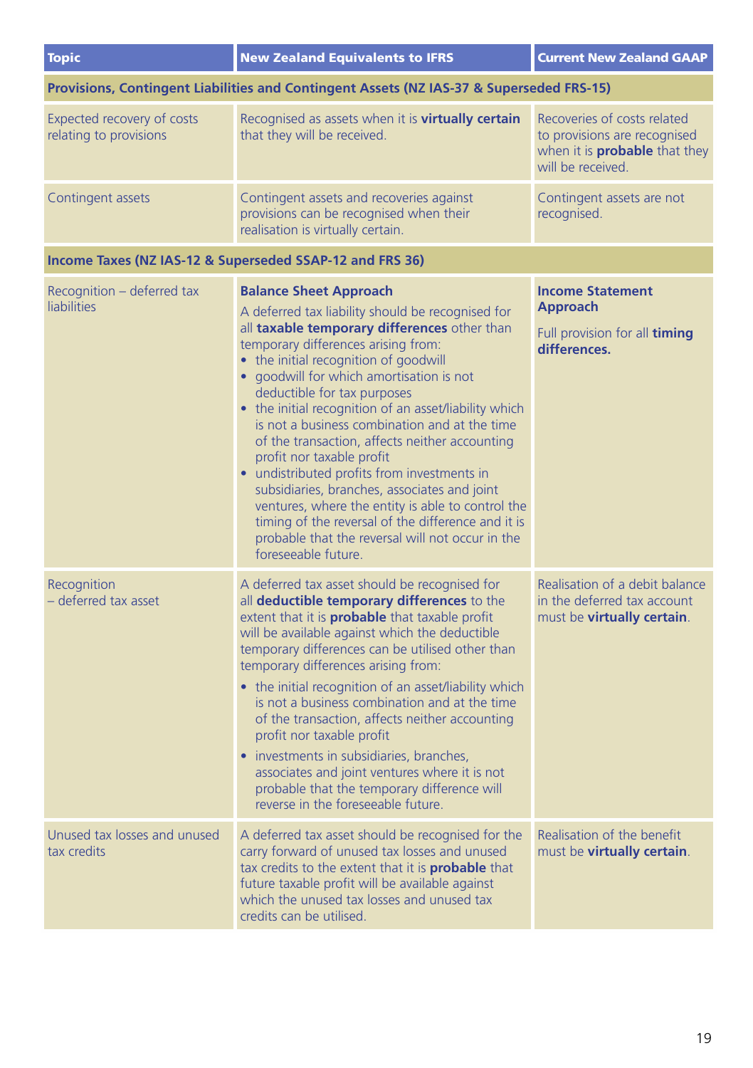| Topic | New Zealand Equivalents to IFRS | Current New Zealand GAAP |
|---|---|---|
| **Provisions, Contingent Liabilities and Contingent Assets (NZ IAS-37 & Superseded FRS-15)** | | |
| Expected recovery of costs relating to provisions | Recognised as assets when it is **virtually certain** that they will be received. | Recoveries of costs related to provisions are recognised when it is **probable** that they will be received. |
| Contingent assets | Contingent assets and recoveries against provisions can be recognised when their realisation is virtually certain. | Contingent assets are not recognised. |
| **Income Taxes (NZ IAS-12 & Superseded SSAP-12 and FRS 36)** | | |
| Recognition – deferred tax liabilities | **Balance Sheet Approach**<br>A deferred tax liability should be recognised for all **taxable temporary differences** other than temporary differences arising from:<br>• the initial recognition of goodwill<br>• goodwill for which amortisation is not deductible for tax purposes<br>• the initial recognition of an asset/liability which is not a business combination and at the time of the transaction, affects neither accounting profit nor taxable profit<br>• undistributed profits from investments in subsidiaries, branches, associates and joint ventures, where the entity is able to control the timing of the reversal of the difference and it is probable that the reversal will not occur in the foreseeable future. | **Income Statement Approach**<br>Full provision for all **timing differences.** |
| Recognition – deferred tax asset | A deferred tax asset should be recognised for all **deductible temporary differences** to the extent that it is **probable** that taxable profit will be available against which the deductible temporary differences can be utilised other than temporary differences arising from:<br>• the initial recognition of an asset/liability which is not a business combination and at the time of the transaction, affects neither accounting profit nor taxable profit<br>• investments in subsidiaries, branches, associates and joint ventures where it is not probable that the temporary difference will reverse in the foreseeable future. | Realisation of a debit balance in the deferred tax account must be **virtually certain**. |
| Unused tax losses and unused tax credits | A deferred tax asset should be recognised for the carry forward of unused tax losses and unused tax credits to the extent that it is **probable** that future taxable profit will be available against which the unused tax losses and unused tax credits can be utilised. | Realisation of the benefit must be **virtually certain**. |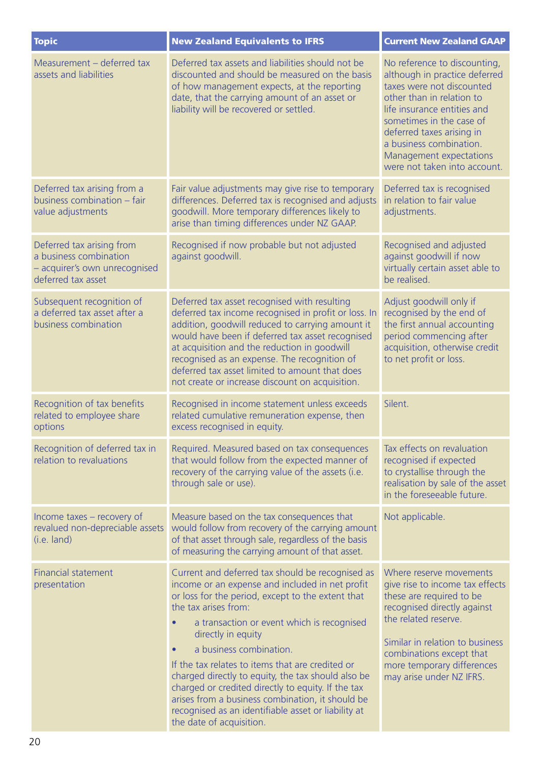| Topic | New Zealand Equivalents to IFRS | Current New Zealand GAAP |
| --- | --- | --- |
| Measurement – deferred tax assets and liabilities | Deferred tax assets and liabilities should not be discounted and should be measured on the basis of how management expects, at the reporting date, that the carrying amount of an asset or liability will be recovered or settled. | No reference to discounting, although in practice deferred taxes were not discounted other than in relation to life insurance entities and sometimes in the case of deferred taxes arising in a business combination. Management expectations were not taken into account. |
| Deferred tax arising from a business combination – fair value adjustments | Fair value adjustments may give rise to temporary differences. Deferred tax is recognised and adjusts goodwill. More temporary differences likely to arise than timing differences under NZ GAAP. | Deferred tax is recognised in relation to fair value adjustments. |
| Deferred tax arising from a business combination – acquirer's own unrecognised deferred tax asset | Recognised if now probable but not adjusted against goodwill. | Recognised and adjusted against goodwill if now virtually certain asset able to be realised. |
| Subsequent recognition of a deferred tax asset after a business combination | Deferred tax asset recognised with resulting deferred tax income recognised in profit or loss. In addition, goodwill reduced to carrying amount it would have been if deferred tax asset recognised at acquisition and the reduction in goodwill recognised as an expense. The recognition of deferred tax asset limited to amount that does not create or increase discount on acquisition. | Adjust goodwill only if recognised by the end of the first annual accounting period commencing after acquisition, otherwise credit to net profit or loss. |
| Recognition of tax benefits related to employee share options | Recognised in income statement unless exceeds related cumulative remuneration expense, then excess recognised in equity. | Silent. |
| Recognition of deferred tax in relation to revaluations | Required. Measured based on tax consequences that would follow from the expected manner of recovery of the carrying value of the assets (i.e. through sale or use). | Tax effects on revaluation recognised if expected to crystallise through the realisation by sale of the asset in the foreseeable future. |
| Income taxes – recovery of revalued non-depreciable assets (i.e. land) | Measure based on the tax consequences that would follow from recovery of the carrying amount of that asset through sale, regardless of the basis of measuring the carrying amount of that asset. | Not applicable. |
| Financial statement presentation | Current and deferred tax should be recognised as income or an expense and included in net profit or loss for the period, except to the extent that the tax arises from:<br>• a transaction or event which is recognised directly in equity<br>• a business combination.<br>If the tax relates to items that are credited or charged directly to equity, the tax should also be charged or credited directly to equity. If the tax arises from a business combination, it should be recognised as an identifiable asset or liability at the date of acquisition. | Where reserve movements give rise to income tax effects these are required to be recognised directly against the related reserve.<br><br>Similar in relation to business combinations except that more temporary differences may arise under NZ IFRS. |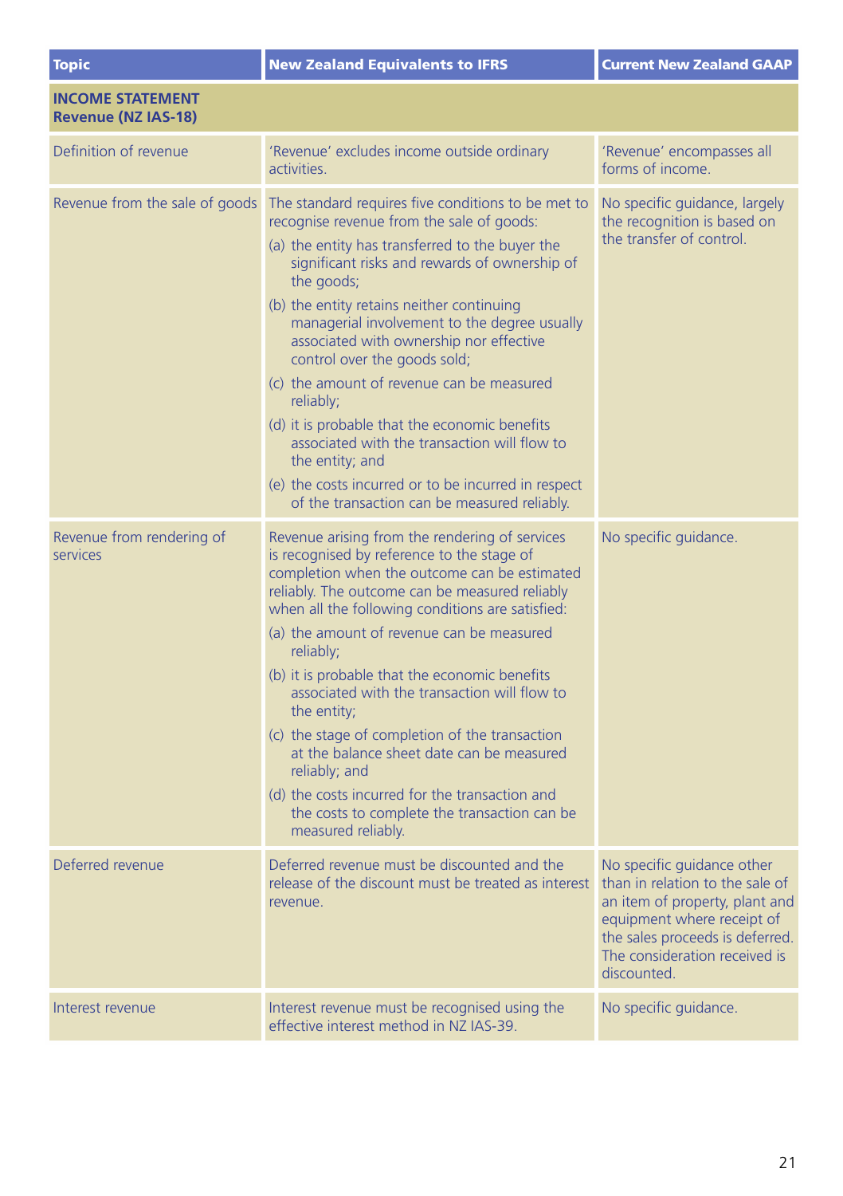| Topic | New Zealand Equivalents to IFRS | Current New Zealand GAAP |
|---|---|---|
| **INCOME STATEMENT Revenue (NZ IAS-18)** | | |
| Definition of revenue | 'Revenue' excludes income outside ordinary activities. | 'Revenue' encompasses all forms of income. |
| Revenue from the sale of goods | The standard requires five conditions to be met to recognise revenue from the sale of goods:<br>(a) the entity has transferred to the buyer the significant risks and rewards of ownership of the goods;<br>(b) the entity retains neither continuing managerial involvement to the degree usually associated with ownership nor effective control over the goods sold;<br>(c) the amount of revenue can be measured reliably;<br>(d) it is probable that the economic benefits associated with the transaction will flow to the entity; and<br>(e) the costs incurred or to be incurred in respect of the transaction can be measured reliably. | No specific guidance, largely the recognition is based on the transfer of control. |
| Revenue from rendering of services | Revenue arising from the rendering of services is recognised by reference to the stage of completion when the outcome can be estimated reliably. The outcome can be measured reliably when all the following conditions are satisfied:<br>(a) the amount of revenue can be measured reliably;<br>(b) it is probable that the economic benefits associated with the transaction will flow to the entity;<br>(c) the stage of completion of the transaction at the balance sheet date can be measured reliably; and<br>(d) the costs incurred for the transaction and the costs to complete the transaction can be measured reliably. | No specific guidance. |
| Deferred revenue | Deferred revenue must be discounted and the release of the discount must be treated as interest revenue. | No specific guidance other than in relation to the sale of an item of property, plant and equipment where receipt of the sales proceeds is deferred. The consideration received is discounted. |
| Interest revenue | Interest revenue must be recognised using the effective interest method in NZ IAS-39. | No specific guidance. |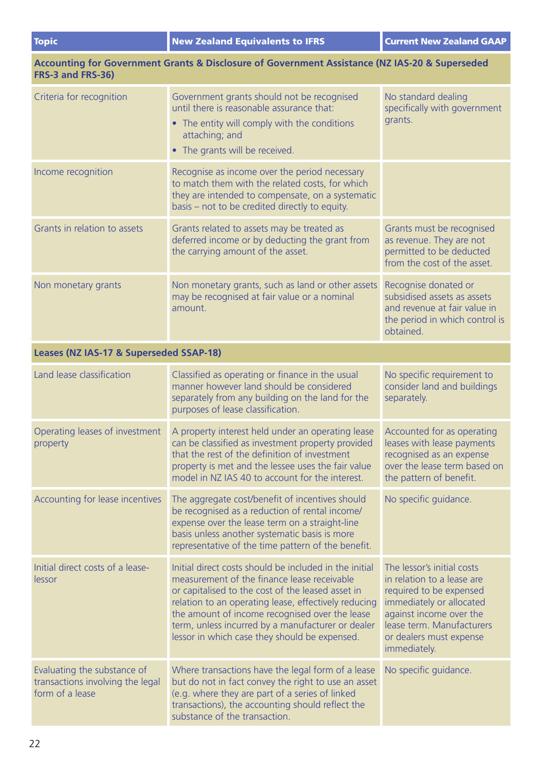| Topic | New Zealand Equivalents to IFRS | Current New Zealand GAAP |
|---|---|---|
| **Accounting for Government Grants & Disclosure of Government Assistance (NZ IAS-20 & Superseded FRS-3 and FRS-36)** | | |
| Criteria for recognition | Government grants should not be recognised until there is reasonable assurance that: <br>• The entity will comply with the conditions attaching; and <br>• The grants will be received. | No standard dealing specifically with government grants. |
| Income recognition | Recognise as income over the period necessary to match them with the related costs, for which they are intended to compensate, on a systematic basis – not to be credited directly to equity. | |
| Grants in relation to assets | Grants related to assets may be treated as deferred income or by deducting the grant from the carrying amount of the asset. | Grants must be recognised as revenue. They are not permitted to be deducted from the cost of the asset. |
| Non monetary grants | Non monetary grants, such as land or other assets may be recognised at fair value or a nominal amount. | Recognise donated or subsidised assets as assets and revenue at fair value in the period in which control is obtained. |
| **Leases (NZ IAS-17 & Superseded SSAP-18)** | | |
| Land lease classification | Classified as operating or finance in the usual manner however land should be considered separately from any building on the land for the purposes of lease classification. | No specific requirement to consider land and buildings separately. |
| Operating leases of investment property | A property interest held under an operating lease can be classified as investment property provided that the rest of the definition of investment property is met and the lessee uses the fair value model in NZ IAS 40 to account for the interest. | Accounted for as operating leases with lease payments recognised as an expense over the lease term based on the pattern of benefit. |
| Accounting for lease incentives | The aggregate cost/benefit of incentives should be recognised as a reduction of rental income/ expense over the lease term on a straight-line basis unless another systematic basis is more representative of the time pattern of the benefit. | No specific guidance. |
| Initial direct costs of a lease-lessor | Initial direct costs should be included in the initial measurement of the finance lease receivable or capitalised to the cost of the leased asset in relation to an operating lease, effectively reducing the amount of income recognised over the lease term, unless incurred by a manufacturer or dealer lessor in which case they should be expensed. | The lessor's initial costs in relation to a lease are required to be expensed immediately or allocated against income over the lease term. Manufacturers or dealers must expense immediately. |
| Evaluating the substance of transactions involving the legal form of a lease | Where transactions have the legal form of a lease but do not in fact convey the right to use an asset (e.g. where they are part of a series of linked transactions), the accounting should reflect the substance of the transaction. | No specific guidance. |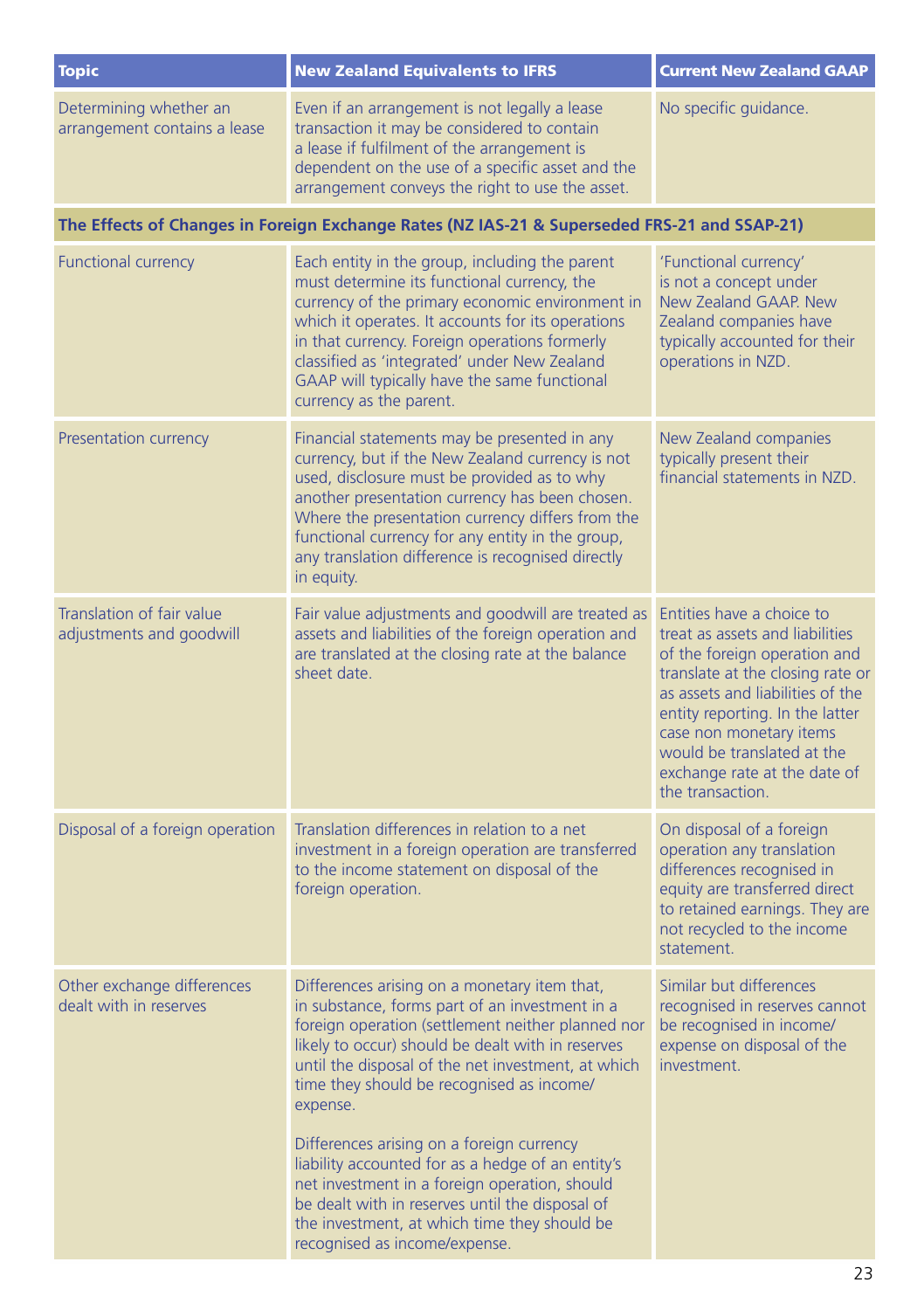| Topic | New Zealand Equivalents to IFRS | Current New Zealand GAAP |
|---|---|---|
| Determining whether an arrangement contains a lease | Even if an arrangement is not legally a lease transaction it may be considered to contain a lease if fulfilment of the arrangement is dependent on the use of a specific asset and the arrangement conveys the right to use the asset. | No specific guidance. |
| **The Effects of Changes in Foreign Exchange Rates (NZ IAS-21 & Superseded FRS-21 and SSAP-21)** | | |
| Functional currency | Each entity in the group, including the parent must determine its functional currency, the currency of the primary economic environment in which it operates. It accounts for its operations in that currency. Foreign operations formerly classified as 'integrated' under New Zealand GAAP will typically have the same functional currency as the parent. | 'Functional currency' is not a concept under New Zealand GAAP. New Zealand companies have typically accounted for their operations in NZD. |
| Presentation currency | Financial statements may be presented in any currency, but if the New Zealand currency is not used, disclosure must be provided as to why another presentation currency has been chosen. Where the presentation currency differs from the functional currency for any entity in the group, any translation difference is recognised directly in equity. | New Zealand companies typically present their financial statements in NZD. |
| Translation of fair value adjustments and goodwill | Fair value adjustments and goodwill are treated as assets and liabilities of the foreign operation and are translated at the closing rate at the balance sheet date. | Entities have a choice to treat as assets and liabilities of the foreign operation and translate at the closing rate or as assets and liabilities of the entity reporting. In the latter case non monetary items would be translated at the exchange rate at the date of the transaction. |
| Disposal of a foreign operation | Translation differences in relation to a net investment in a foreign operation are transferred to the income statement on disposal of the foreign operation. | On disposal of a foreign operation any translation differences recognised in equity are transferred direct to retained earnings. They are not recycled to the income statement. |
| Other exchange differences dealt with in reserves | Differences arising on a monetary item that, in substance, forms part of an investment in a foreign operation (settlement neither planned nor likely to occur) should be dealt with in reserves until the disposal of the net investment, at which time they should be recognised as income/expense.<br><br>Differences arising on a foreign currency liability accounted for as a hedge of an entity's net investment in a foreign operation, should be dealt with in reserves until the disposal of the investment, at which time they should be recognised as income/expense. | Similar but differences recognised in reserves cannot be recognised in income/expense on disposal of the investment. |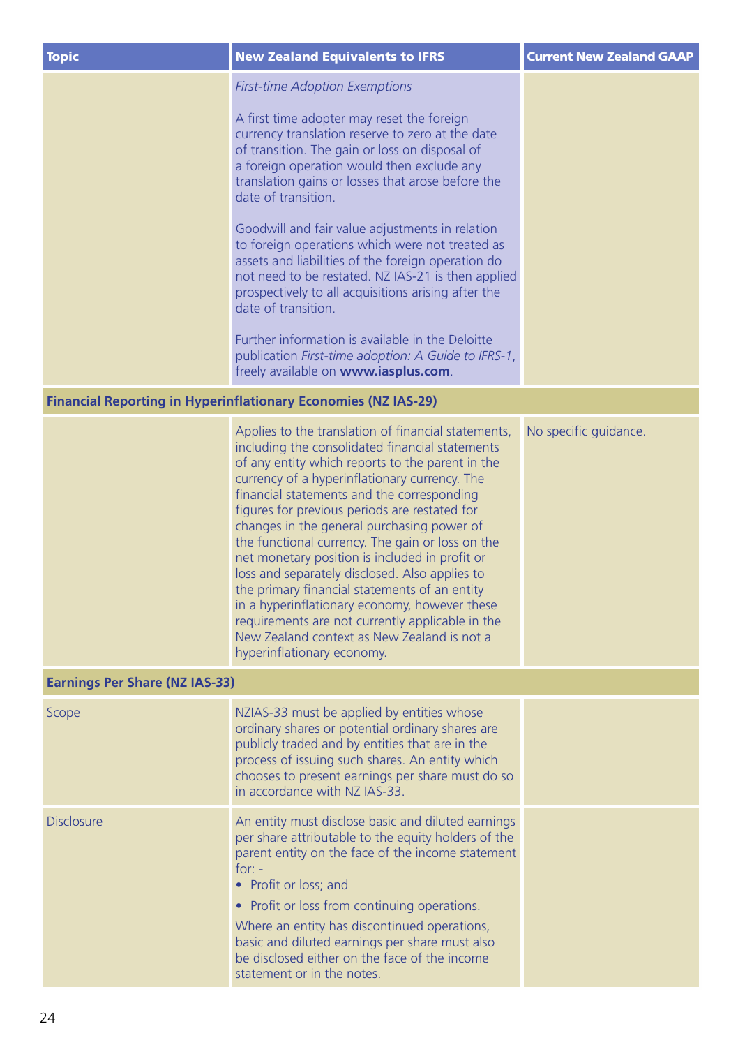| Topic | New Zealand Equivalents to IFRS | Current New Zealand GAAP |
|---|---|---|
| | *First-time Adoption Exemptions*<br><br>A first time adopter may reset the foreign currency translation reserve to zero at the date of transition. The gain or loss on disposal of a foreign operation would then exclude any translation gains or losses that arose before the date of transition.<br><br>Goodwill and fair value adjustments in relation to foreign operations which were not treated as assets and liabilities of the foreign operation do not need to be restated. NZ IAS-21 is then applied prospectively to all acquisitions arising after the date of transition.<br><br>Further information is available in the Deloitte publication *First-time adoption: A Guide to IFRS-1*, freely available on **www.iasplus.com**. | |
| **Financial Reporting in Hyperinflationary Economies (NZ IAS-29)** | | |
| | Applies to the translation of financial statements, including the consolidated financial statements of any entity which reports to the parent in the currency of a hyperinflationary currency. The financial statements and the corresponding figures for previous periods are restated for changes in the general purchasing power of the functional currency. The gain or loss on the net monetary position is included in profit or loss and separately disclosed. Also applies to the primary financial statements of an entity in a hyperinflationary economy, however these requirements are not currently applicable in the New Zealand context as New Zealand is not a hyperinflationary economy. | No specific guidance. |
| **Earnings Per Share (NZ IAS-33)** | | |
| Scope | NZIAS-33 must be applied by entities whose ordinary shares or potential ordinary shares are publicly traded and by entities that are in the process of issuing such shares. An entity which chooses to present earnings per share must do so in accordance with NZ IAS-33. | |
| Disclosure | An entity must disclose basic and diluted earnings per share attributable to the equity holders of the parent entity on the face of the income statement for: -<br>• Profit or loss; and<br>• Profit or loss from continuing operations.<br><br>Where an entity has discontinued operations, basic and diluted earnings per share must also be disclosed either on the face of the income statement or in the notes. | |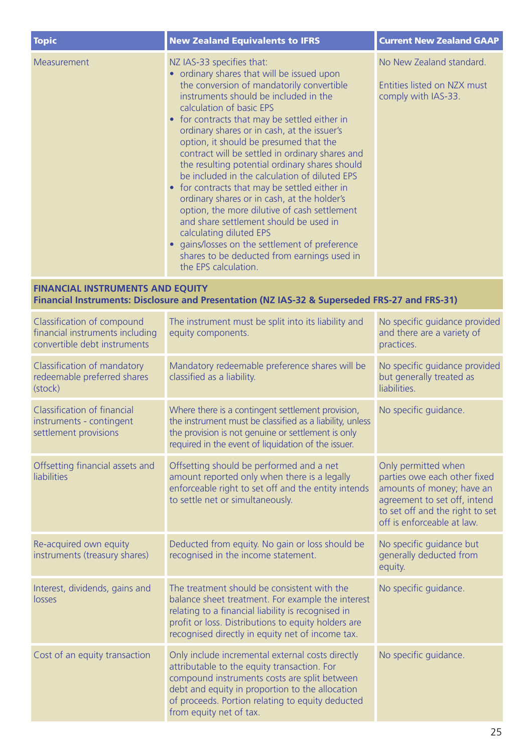| Topic | New Zealand Equivalents to IFRS | Current New Zealand GAAP |
| --- | --- | --- |
| Measurement | NZ IAS-33 specifies that:<br>• ordinary shares that will be issued upon the conversion of mandatorily convertible instruments should be included in the calculation of basic EPS<br>• for contracts that may be settled either in ordinary shares or in cash, at the issuer's option, it should be presumed that the contract will be settled in ordinary shares and the resulting potential ordinary shares should be included in the calculation of diluted EPS<br>• for contracts that may be settled either in ordinary shares or in cash, at the holder's option, the more dilutive of cash settlement and share settlement should be used in calculating diluted EPS<br>• gains/losses on the settlement of preference shares to be deducted from earnings used in the EPS calculation. | No New Zealand standard.<br><br>Entities listed on NZX must comply with IAS-33. |
| **FINANCIAL INSTRUMENTS AND EQUITY**<br>**Financial Instruments: Disclosure and Presentation (NZ IAS-32 & Superseded FRS-27 and FRS-31)** | | |
| Classification of compound financial instruments including convertible debt instruments | The instrument must be split into its liability and equity components. | No specific guidance provided and there are a variety of practices. |
| Classification of mandatory redeemable preferred shares (stock) | Mandatory redeemable preference shares will be classified as a liability. | No specific guidance provided but generally treated as liabilities. |
| Classification of financial instruments - contingent settlement provisions | Where there is a contingent settlement provision, the instrument must be classified as a liability, unless the provision is not genuine or settlement is only required in the event of liquidation of the issuer. | No specific guidance. |
| Offsetting financial assets and liabilities | Offsetting should be performed and a net amount reported only when there is a legally enforceable right to set off and the entity intends to settle net or simultaneously. | Only permitted when parties owe each other fixed amounts of money; have an agreement to set off, intend to set off and the right to set off is enforceable at law. |
| Re-acquired own equity instruments (treasury shares) | Deducted from equity. No gain or loss should be recognised in the income statement. | No specific guidance but generally deducted from equity. |
| Interest, dividends, gains and losses | The treatment should be consistent with the balance sheet treatment. For example the interest relating to a financial liability is recognised in profit or loss. Distributions to equity holders are recognised directly in equity net of income tax. | No specific guidance. |
| Cost of an equity transaction | Only include incremental external costs directly attributable to the equity transaction. For compound instruments costs are split between debt and equity in proportion to the allocation of proceeds. Portion relating to equity deducted from equity net of tax. | No specific guidance. |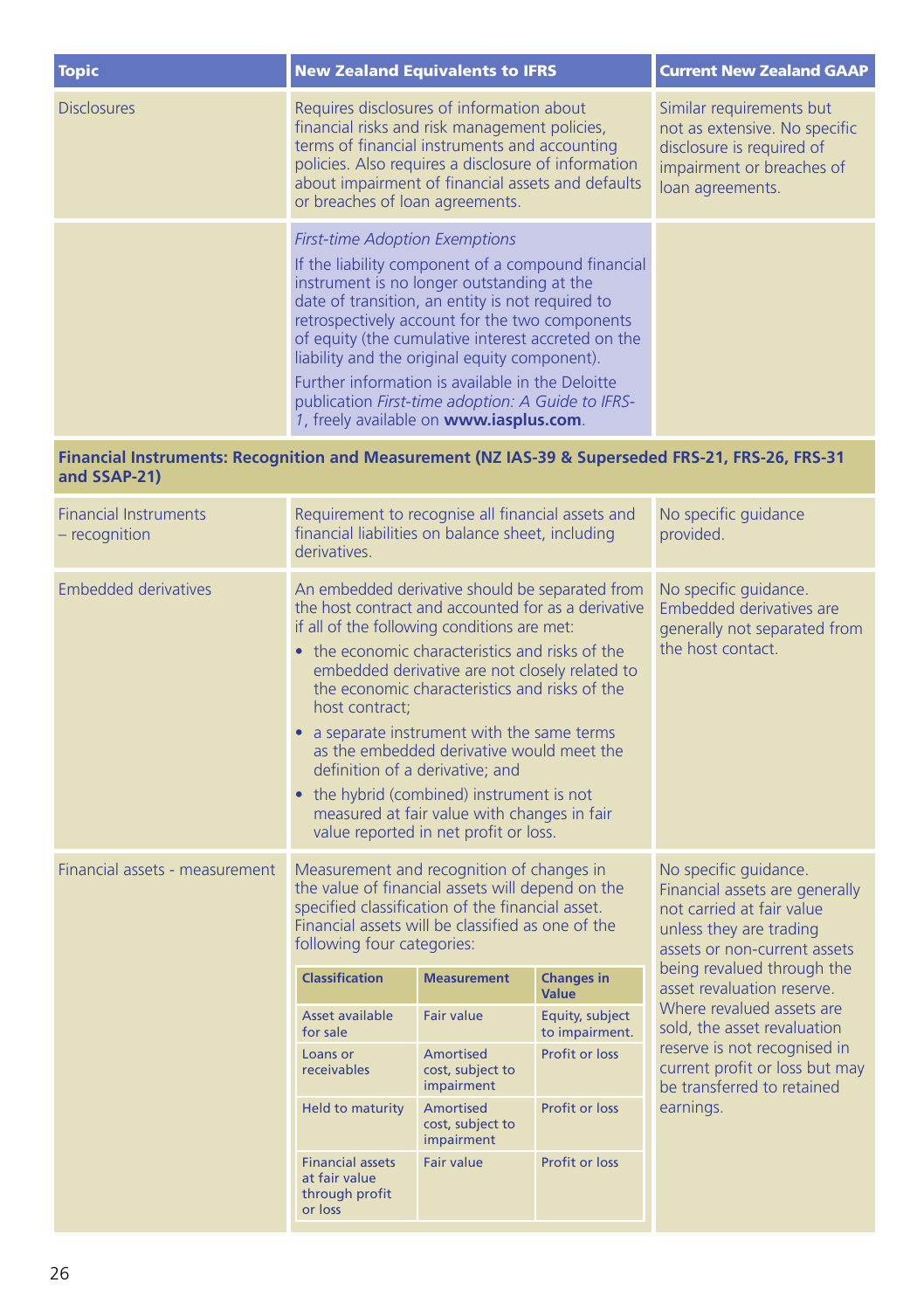| Topic | New Zealand Equivalents to IFRS | Current New Zealand GAAP |
|---|---|---|
| Disclosures | Requires disclosures of information about financial risks and risk management policies, terms of financial instruments and accounting policies. Also requires a disclosure of information about impairment of financial assets and defaults or breaches of loan agreements. | Similar requirements but not as extensive. No specific disclosure is required of impairment or breaches of loan agreements. |
| | *First-time Adoption Exemptions*<br>If the liability component of a compound financial instrument is no longer outstanding at the date of transition, an entity is not required to retrospectively account for the two components of equity (the cumulative interest accreted on the liability and the original equity component).<br>Further information is available in the Deloitte publication *First-time adoption: A Guide to IFRS-1*, freely available on **www.iasplus.com**. | |
| **Financial Instruments: Recognition and Measurement (NZ IAS-39 & Superseded FRS-21, FRS-26, FRS-31 and SSAP-21)** | | |
| Financial Instruments – recognition | Requirement to recognise all financial assets and financial liabilities on balance sheet, including derivatives. | No specific guidance provided. |
| Embedded derivatives | An embedded derivative should be separated from the host contract and accounted for as a derivative if all of the following conditions are met:<br>• the economic characteristics and risks of the embedded derivative are not closely related to the economic characteristics and risks of the host contract;<br>• a separate instrument with the same terms as the embedded derivative would meet the definition of a derivative; and<br>• the hybrid (combined) instrument is not measured at fair value with changes in fair value reported in net profit or loss. | No specific guidance. Embedded derivatives are generally not separated from the host contact. |
| Financial assets - measurement | Measurement and recognition of changes in the value of financial assets will depend on the specified classification of the financial asset. Financial assets will be classified as one of the following four categories:<br>**Classification / Measurement / Changes in Value**<br>• Asset available for sale / Fair value / Equity, subject to impairment.<br>• Loans or receivables / Amortised cost, subject to impairment / Profit or loss<br>• Held to maturity / Amortised cost, subject to impairment / Profit or loss<br>• Financial assets at fair value through profit or loss / Fair value / Profit or loss | No specific guidance. Financial assets are generally not carried at fair value unless they are trading assets or non-current assets being revalued through the asset revaluation reserve. Where revalued assets are sold, the asset revaluation reserve is not recognised in current profit or loss but may be transferred to retained earnings. |

| Classification | Measurement | Changes in Value |
|---|---|---|
| Asset available for sale | Fair value | Equity, subject to impairment. |
| Loans or receivables | Amortised cost, subject to impairment | Profit or loss |
| Held to maturity | Amortised cost, subject to impairment | Profit or loss |
| Financial assets at fair value through profit or loss | Fair value | Profit or loss |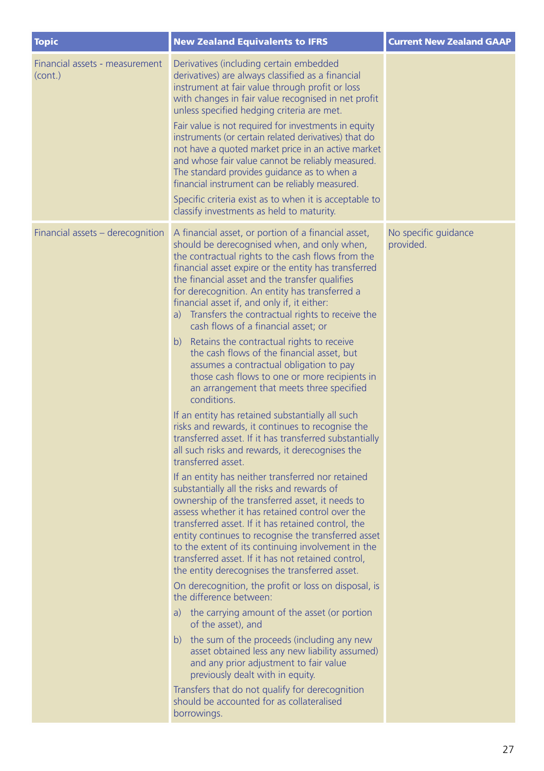| Topic | New Zealand Equivalents to IFRS | Current New Zealand GAAP |
|---|---|---|
| Financial assets - measurement (cont.) | Derivatives (including certain embedded derivatives) are always classified as a financial instrument at fair value through profit or loss with changes in fair value recognised in net profit unless specified hedging criteria are met.<br><br>Fair value is not required for investments in equity instruments (or certain related derivatives) that do not have a quoted market price in an active market and whose fair value cannot be reliably measured. The standard provides guidance as to when a financial instrument can be reliably measured.<br><br>Specific criteria exist as to when it is acceptable to classify investments as held to maturity. | |
| Financial assets – derecognition | A financial asset, or portion of a financial asset, should be derecognised when, and only when, the contractual rights to the cash flows from the financial asset expire or the entity has transferred the financial asset and the transfer qualifies for derecognition. An entity has transferred a financial asset if, and only if, it either:<br>a) Transfers the contractual rights to receive the cash flows of a financial asset; or<br>b) Retains the contractual rights to receive the cash flows of the financial asset, but assumes a contractual obligation to pay those cash flows to one or more recipients in an arrangement that meets three specified conditions.<br><br>If an entity has retained substantially all such risks and rewards, it continues to recognise the transferred asset. If it has transferred substantially all such risks and rewards, it derecognises the transferred asset.<br><br>If an entity has neither transferred nor retained substantially all the risks and rewards of ownership of the transferred asset, it needs to assess whether it has retained control over the transferred asset. If it has retained control, the entity continues to recognise the transferred asset to the extent of its continuing involvement in the transferred asset. If it has not retained control, the entity derecognises the transferred asset.<br><br>On derecognition, the profit or loss on disposal, is the difference between:<br>a) the carrying amount of the asset (or portion of the asset), and<br>b) the sum of the proceeds (including any new asset obtained less any new liability assumed) and any prior adjustment to fair value previously dealt with in equity.<br><br>Transfers that do not qualify for derecognition should be accounted for as collateralised borrowings. | No specific guidance provided. |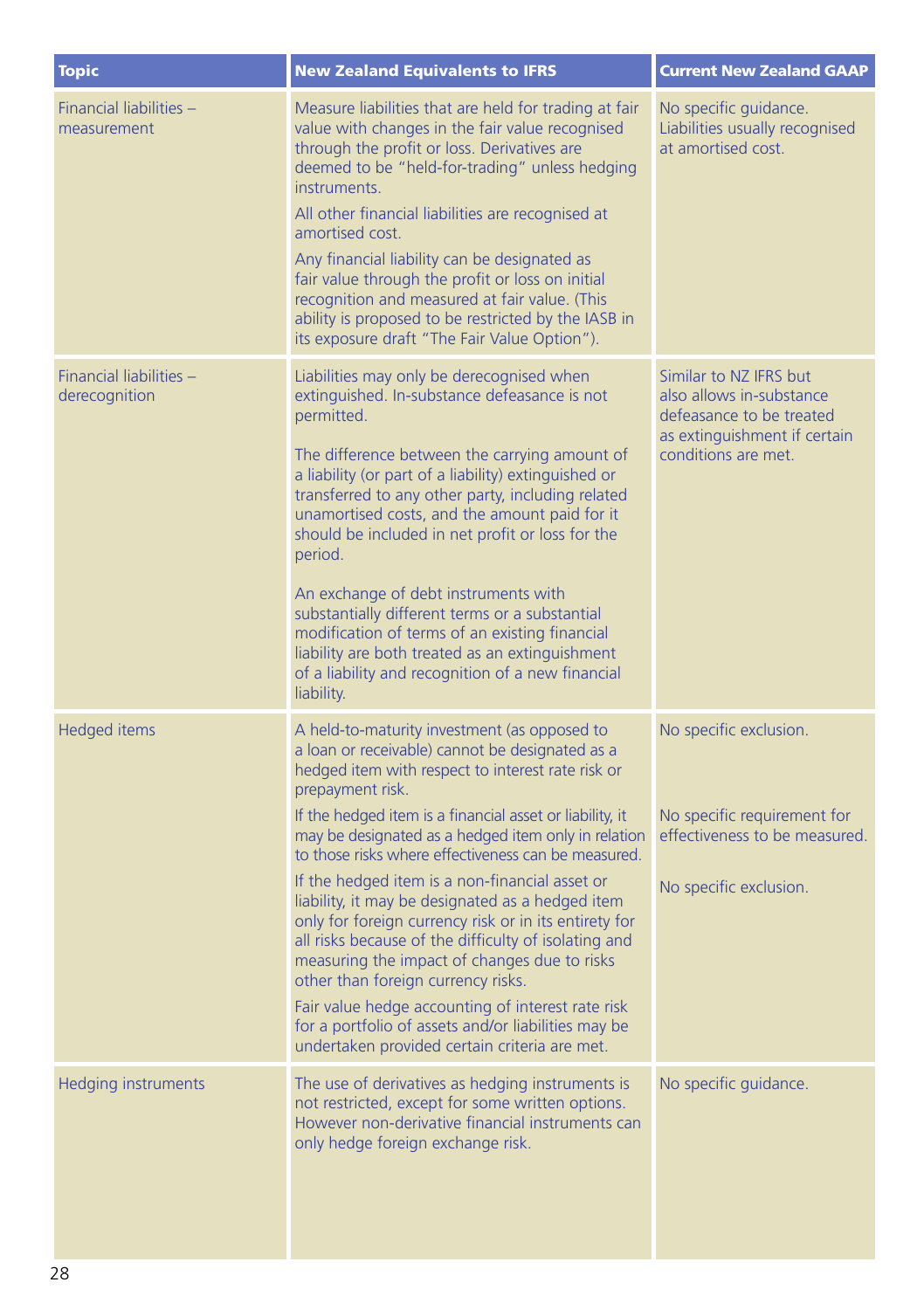| Topic | New Zealand Equivalents to IFRS | Current New Zealand GAAP |
|---|---|---|
| Financial liabilities – measurement | Measure liabilities that are held for trading at fair value with changes in the fair value recognised through the profit or loss. Derivatives are deemed to be "held-for-trading" unless hedging instruments.<br><br>All other financial liabilities are recognised at amortised cost.<br><br>Any financial liability can be designated as fair value through the profit or loss on initial recognition and measured at fair value. (This ability is proposed to be restricted by the IASB in its exposure draft "The Fair Value Option"). | No specific guidance. Liabilities usually recognised at amortised cost. |
| Financial liabilities – derecognition | Liabilities may only be derecognised when extinguished. In-substance defeasance is not permitted.<br><br>The difference between the carrying amount of a liability (or part of a liability) extinguished or transferred to any other party, including related unamortised costs, and the amount paid for it should be included in net profit or loss for the period.<br><br>An exchange of debt instruments with substantially different terms or a substantial modification of terms of an existing financial liability are both treated as an extinguishment of a liability and recognition of a new financial liability. | Similar to NZ IFRS but also allows in-substance defeasance to be treated as extinguishment if certain conditions are met. |
| Hedged items | A held-to-maturity investment (as opposed to a loan or receivable) cannot be designated as a hedged item with respect to interest rate risk or prepayment risk.<br><br>If the hedged item is a financial asset or liability, it may be designated as a hedged item only in relation to those risks where effectiveness can be measured.<br><br>If the hedged item is a non-financial asset or liability, it may be designated as a hedged item only for foreign currency risk or in its entirety for all risks because of the difficulty of isolating and measuring the impact of changes due to risks other than foreign currency risks.<br><br>Fair value hedge accounting of interest rate risk for a portfolio of assets and/or liabilities may be undertaken provided certain criteria are met. | No specific exclusion.<br><br>No specific requirement for effectiveness to be measured.<br><br>No specific exclusion. |
| Hedging instruments | The use of derivatives as hedging instruments is not restricted, except for some written options. However non-derivative financial instruments can only hedge foreign exchange risk. | No specific guidance. |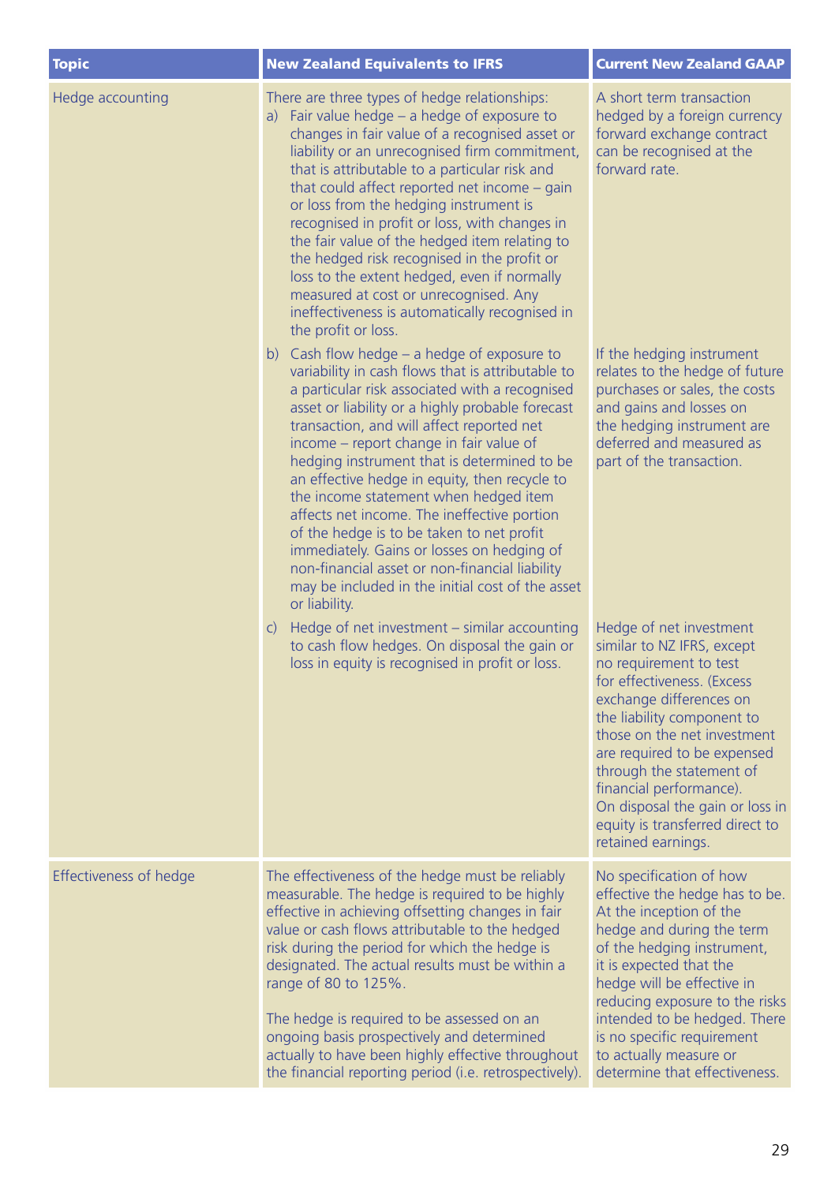| Topic | New Zealand Equivalents to IFRS | Current New Zealand GAAP |
|---|---|---|
| Hedge accounting | There are three types of hedge relationships:<br>a) Fair value hedge – a hedge of exposure to changes in fair value of a recognised asset or liability or an unrecognised firm commitment, that is attributable to a particular risk and that could affect reported net income – gain or loss from the hedging instrument is recognised in profit or loss, with changes in the fair value of the hedged item relating to the hedged risk recognised in the profit or loss to the extent hedged, even if normally measured at cost or unrecognised. Any ineffectiveness is automatically recognised in the profit or loss. | A short term transaction hedged by a foreign currency forward exchange contract can be recognised at the forward rate. |
| | b) Cash flow hedge – a hedge of exposure to variability in cash flows that is attributable to a particular risk associated with a recognised asset or liability or a highly probable forecast transaction, and will affect reported net income – report change in fair value of hedging instrument that is determined to be an effective hedge in equity, then recycle to the income statement when hedged item affects net income. The ineffective portion of the hedge is to be taken to net profit immediately. Gains or losses on hedging of non-financial asset or non-financial liability may be included in the initial cost of the asset or liability. | If the hedging instrument relates to the hedge of future purchases or sales, the costs and gains and losses on the hedging instrument are deferred and measured as part of the transaction. |
| | c) Hedge of net investment – similar accounting to cash flow hedges. On disposal the gain or loss in equity is recognised in profit or loss. | Hedge of net investment similar to NZ IFRS, except no requirement to test for effectiveness. (Excess exchange differences on the liability component to those on the net investment are required to be expensed through the statement of financial performance).<br>On disposal the gain or loss in equity is transferred direct to retained earnings. |
| Effectiveness of hedge | The effectiveness of the hedge must be reliably measurable. The hedge is required to be highly effective in achieving offsetting changes in fair value or cash flows attributable to the hedged risk during the period for which the hedge is designated. The actual results must be within a range of 80 to 125%.<br><br>The hedge is required to be assessed on an ongoing basis prospectively and determined actually to have been highly effective throughout the financial reporting period (i.e. retrospectively). | No specification of how effective the hedge has to be. At the inception of the hedge and during the term of the hedging instrument, it is expected that the hedge will be effective in reducing exposure to the risks intended to be hedged. There is no specific requirement to actually measure or determine that effectiveness. |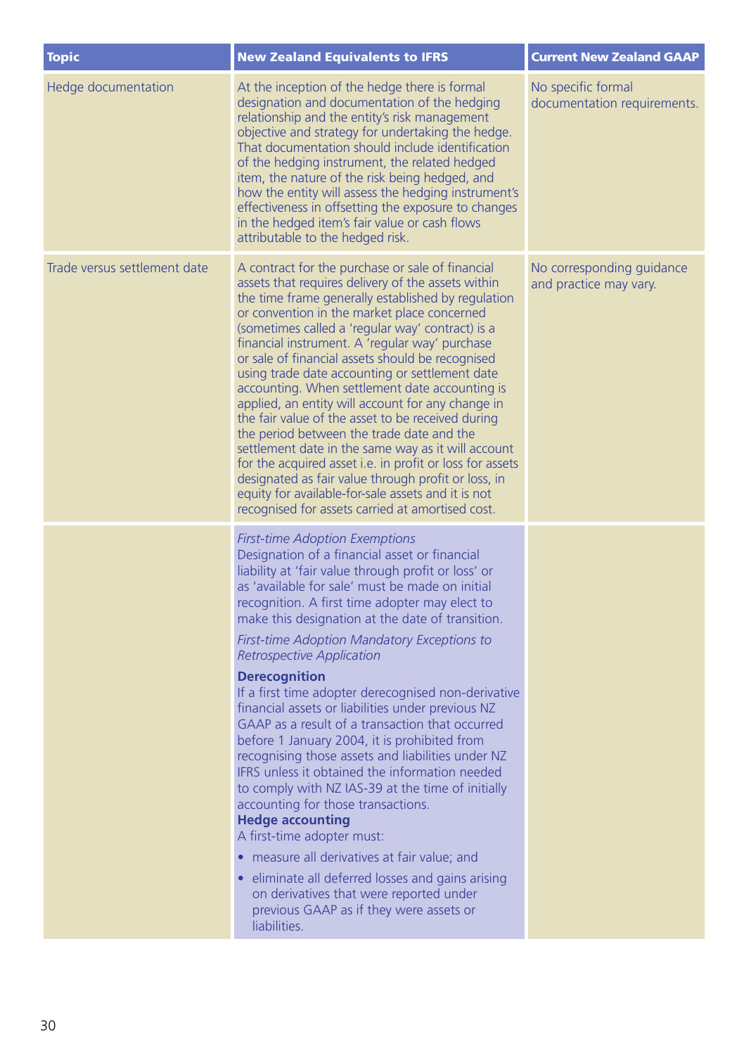| Topic | New Zealand Equivalents to IFRS | Current New Zealand GAAP |
|---|---|---|
| Hedge documentation | At the inception of the hedge there is formal designation and documentation of the hedging relationship and the entity's risk management objective and strategy for undertaking the hedge. That documentation should include identification of the hedging instrument, the related hedged item, the nature of the risk being hedged, and how the entity will assess the hedging instrument's effectiveness in offsetting the exposure to changes in the hedged item's fair value or cash flows attributable to the hedged risk. | No specific formal documentation requirements. |
| Trade versus settlement date | A contract for the purchase or sale of financial assets that requires delivery of the assets within the time frame generally established by regulation or convention in the market place concerned (sometimes called a 'regular way' contract) is a financial instrument. A 'regular way' purchase or sale of financial assets should be recognised using trade date accounting or settlement date accounting. When settlement date accounting is applied, an entity will account for any change in the fair value of the asset to be received during the period between the trade date and the settlement date in the same way as it will account for the acquired asset i.e. in profit or loss for assets designated as fair value through profit or loss, in equity for available-for-sale assets and it is not recognised for assets carried at amortised cost. | No corresponding guidance and practice may vary. |
| | *First-time Adoption Exemptions*<br>Designation of a financial asset or financial liability at 'fair value through profit or loss' or as 'available for sale' must be made on initial recognition. A first time adopter may elect to make this designation at the date of transition.<br>*First-time Adoption Mandatory Exceptions to Retrospective Application*<br>**Derecognition**<br>If a first time adopter derecognised non-derivative financial assets or liabilities under previous NZ GAAP as a result of a transaction that occurred before 1 January 2004, it is prohibited from recognising those assets and liabilities under NZ IFRS unless it obtained the information needed to comply with NZ IAS-39 at the time of initially accounting for those transactions.<br>**Hedge accounting**<br>A first-time adopter must:<br>• measure all derivatives at fair value; and<br>• eliminate all deferred losses and gains arising on derivatives that were reported under previous GAAP as if they were assets or liabilities. | |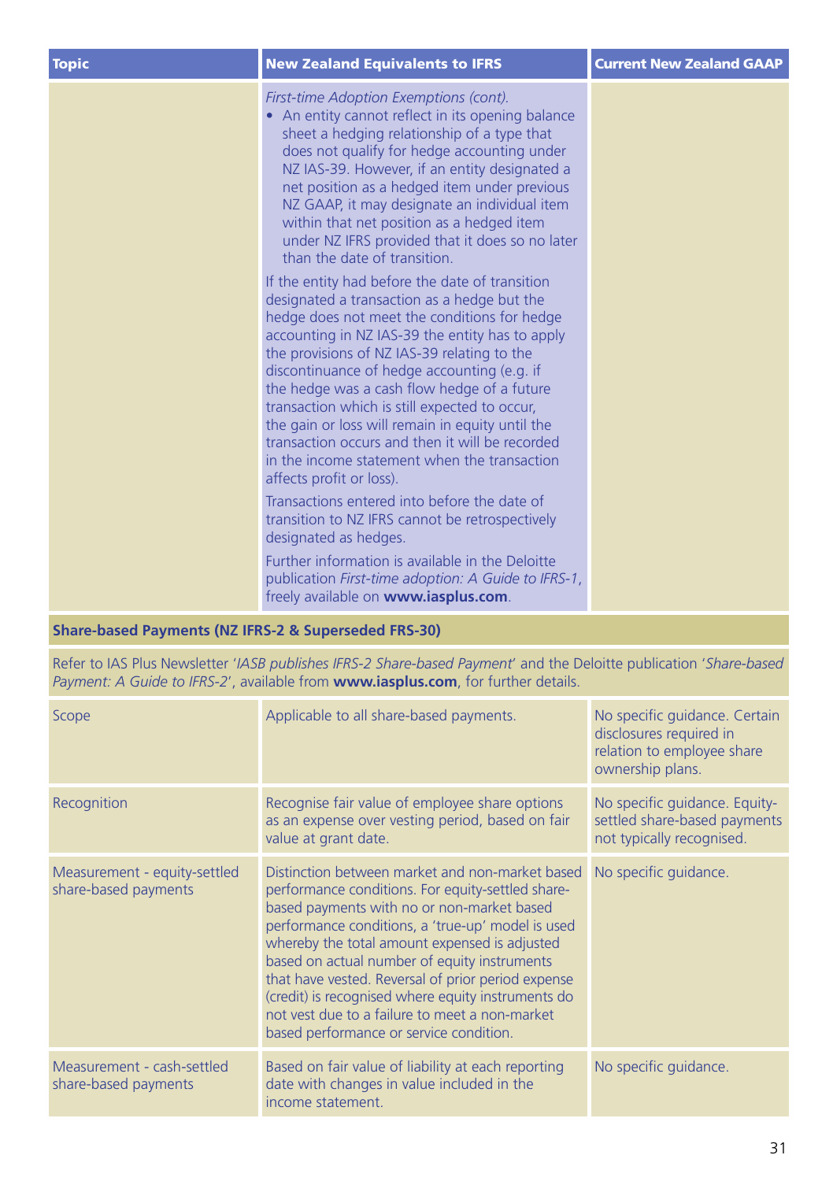| Topic | New Zealand Equivalents to IFRS | Current New Zealand GAAP |
|---|---|---|
| | *First-time Adoption Exemptions (cont).*<br>• An entity cannot reflect in its opening balance sheet a hedging relationship of a type that does not qualify for hedge accounting under NZ IAS-39. However, if an entity designated a net position as a hedged item under previous NZ GAAP, it may designate an individual item within that net position as a hedged item under NZ IFRS provided that it does so no later than the date of transition.<br><br>If the entity had before the date of transition designated a transaction as a hedge but the hedge does not meet the conditions for hedge accounting in NZ IAS-39 the entity has to apply the provisions of NZ IAS-39 relating to the discontinuance of hedge accounting (e.g. if the hedge was a cash flow hedge of a future transaction which is still expected to occur, the gain or loss will remain in equity until the transaction occurs and then it will be recorded in the income statement when the transaction affects profit or loss).<br><br>Transactions entered into before the date of transition to NZ IFRS cannot be retrospectively designated as hedges.<br><br>Further information is available in the Deloitte publication *First-time adoption: A Guide to IFRS-1*, freely available on **www.iasplus.com**. | |
| **Share-based Payments (NZ IFRS-2 & Superseded FRS-30)** | | |
| Refer to IAS Plus Newsletter '*IASB publishes IFRS-2 Share-based Payment*' and the Deloitte publication '*Share-based Payment: A Guide to IFRS-2*', available from **www.iasplus.com**, for further details. | | |
| Scope | Applicable to all share-based payments. | No specific guidance. Certain disclosures required in relation to employee share ownership plans. |
| Recognition | Recognise fair value of employee share options as an expense over vesting period, based on fair value at grant date. | No specific guidance. Equity-settled share-based payments not typically recognised. |
| Measurement - equity-settled share-based payments | Distinction between market and non-market based performance conditions. For equity-settled share-based payments with no or non-market based performance conditions, a 'true-up' model is used whereby the total amount expensed is adjusted based on actual number of equity instruments that have vested. Reversal of prior period expense (credit) is recognised where equity instruments do not vest due to a failure to meet a non-market based performance or service condition. | No specific guidance. |
| Measurement - cash-settled share-based payments | Based on fair value of liability at each reporting date with changes in value included in the income statement. | No specific guidance. |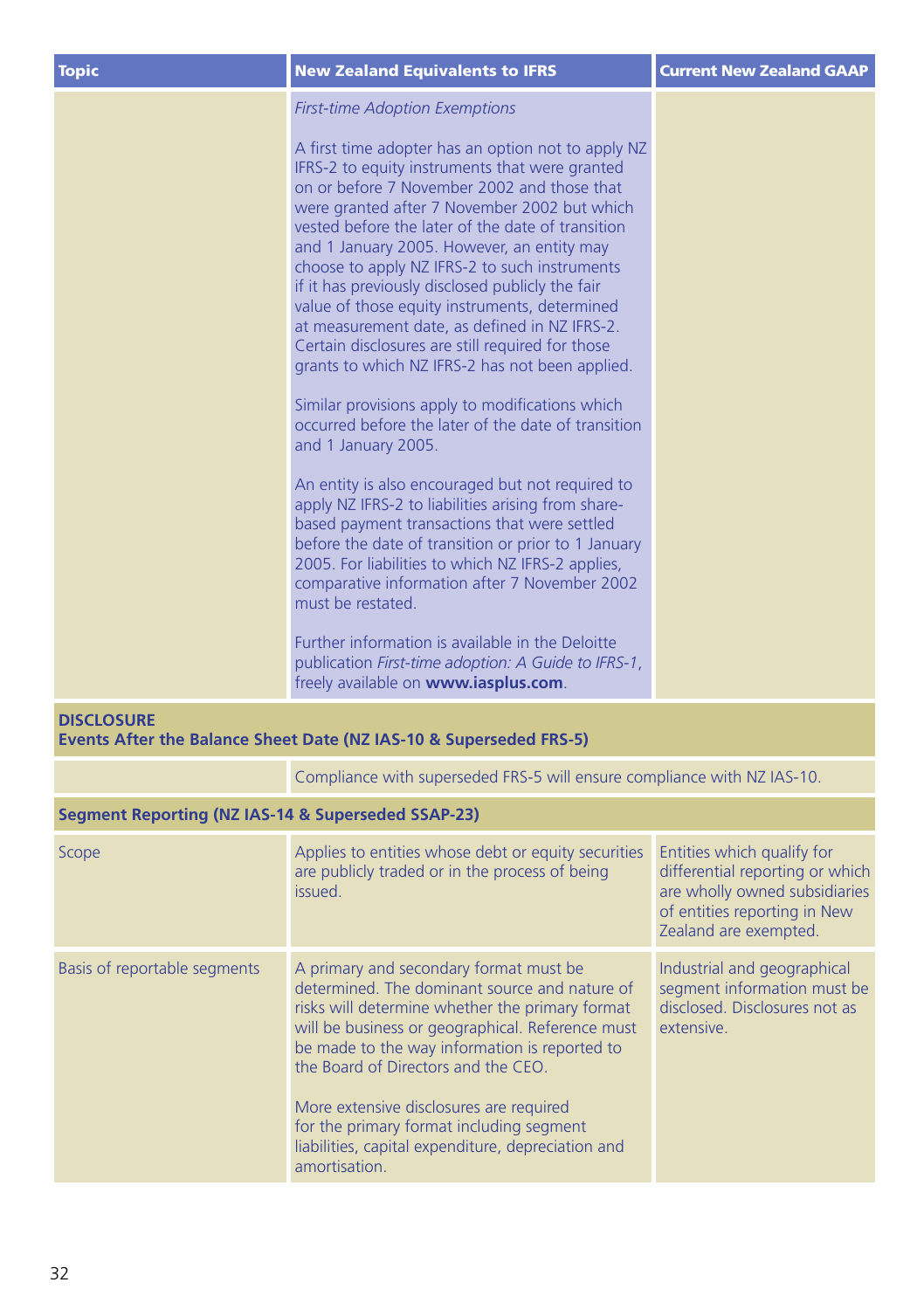| Topic | New Zealand Equivalents to IFRS | Current New Zealand GAAP |
|---|---|---|
| | *First-time Adoption Exemptions*<br><br>A first time adopter has an option not to apply NZ IFRS-2 to equity instruments that were granted on or before 7 November 2002 and those that were granted after 7 November 2002 but which vested before the later of the date of transition and 1 January 2005. However, an entity may choose to apply NZ IFRS-2 to such instruments if it has previously disclosed publicly the fair value of those equity instruments, determined at measurement date, as defined in NZ IFRS-2. Certain disclosures are still required for those grants to which NZ IFRS-2 has not been applied.<br><br>Similar provisions apply to modifications which occurred before the later of the date of transition and 1 January 2005.<br><br>An entity is also encouraged but not required to apply NZ IFRS-2 to liabilities arising from share-based payment transactions that were settled before the date of transition or prior to 1 January 2005. For liabilities to which NZ IFRS-2 applies, comparative information after 7 November 2002 must be restated.<br><br>Further information is available in the Deloitte publication *First-time adoption: A Guide to IFRS-1*, freely available on **www.iasplus.com**. | |
| **DISCLOSURE**<br>**Events After the Balance Sheet Date (NZ IAS-10 & Superseded FRS-5)** | | |
| | Compliance with superseded FRS-5 will ensure compliance with NZ IAS-10. | |
| **Segment Reporting (NZ IAS-14 & Superseded SSAP-23)** | | |
| Scope | Applies to entities whose debt or equity securities are publicly traded or in the process of being issued. | Entities which qualify for differential reporting or which are wholly owned subsidiaries of entities reporting in New Zealand are exempted. |
| Basis of reportable segments | A primary and secondary format must be determined. The dominant source and nature of risks will determine whether the primary format will be business or geographical. Reference must be made to the way information is reported to the Board of Directors and the CEO.<br><br>More extensive disclosures are required for the primary format including segment liabilities, capital expenditure, depreciation and amortisation. | Industrial and geographical segment information must be disclosed. Disclosures not as extensive. |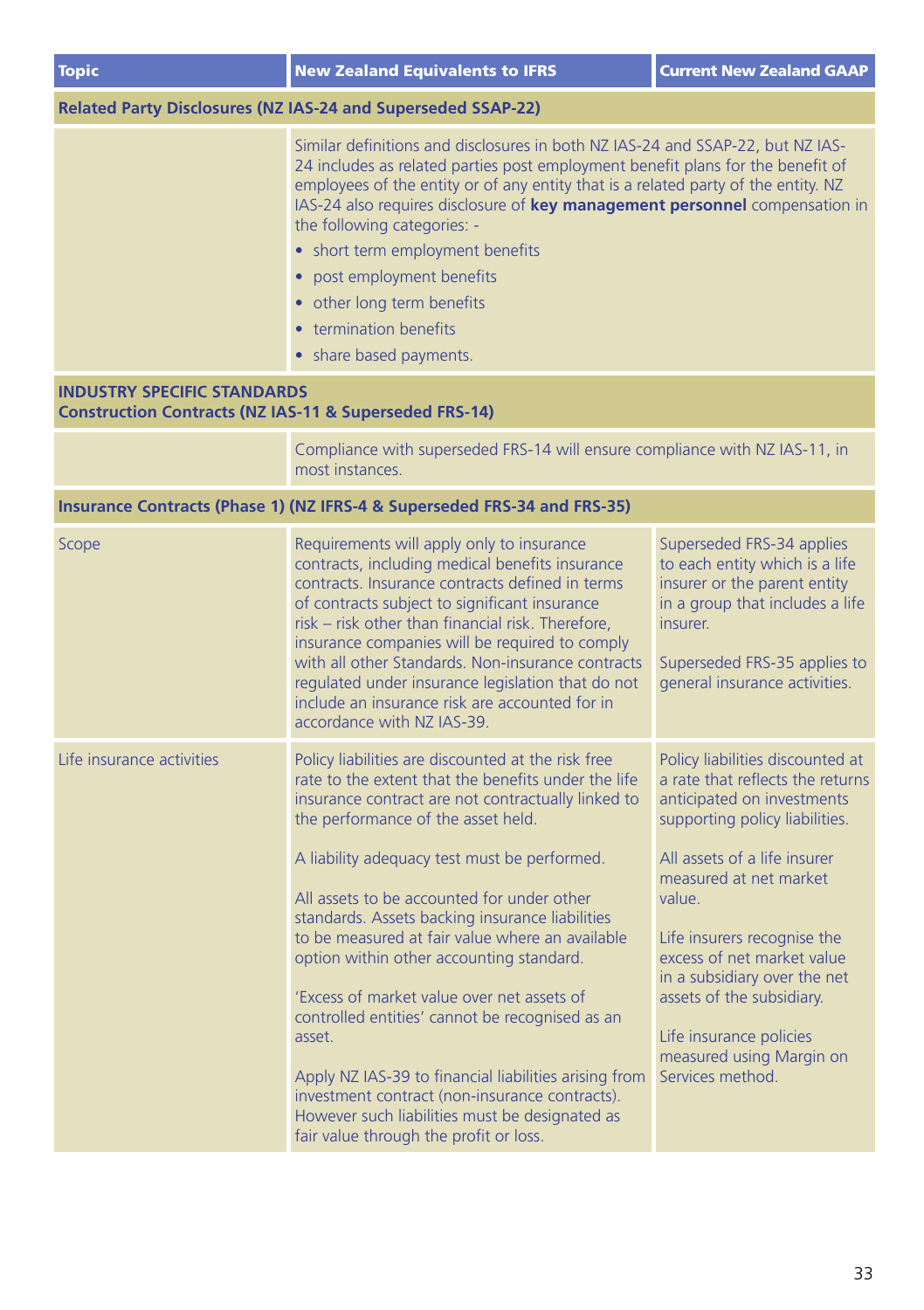| Topic | New Zealand Equivalents to IFRS | Current New Zealand GAAP |
|---|---|---|
| **Related Party Disclosures (NZ IAS-24 and Superseded SSAP-22)** | | |
| | Similar definitions and disclosures in both NZ IAS-24 and SSAP-22, but NZ IAS-24 includes as related parties post employment benefit plans for the benefit of employees of the entity or of any entity that is a related party of the entity. NZ IAS-24 also requires disclosure of **key management personnel** compensation in the following categories: -<br>• short term employment benefits<br>• post employment benefits<br>• other long term benefits<br>• termination benefits<br>• share based payments. | |
| **INDUSTRY SPECIFIC STANDARDS**<br>**Construction Contracts (NZ IAS-11 & Superseded FRS-14)** | | |
| | Compliance with superseded FRS-14 will ensure compliance with NZ IAS-11, in most instances. | |
| **Insurance Contracts (Phase 1) (NZ IFRS-4 & Superseded FRS-34 and FRS-35)** | | |
| Scope | Requirements will apply only to insurance contracts, including medical benefits insurance contracts. Insurance contracts defined in terms of contracts subject to significant insurance risk – risk other than financial risk. Therefore, insurance companies will be required to comply with all other Standards. Non-insurance contracts regulated under insurance legislation that do not include an insurance risk are accounted for in accordance with NZ IAS-39. | Superseded FRS-34 applies to each entity which is a life insurer or the parent entity in a group that includes a life insurer.<br><br>Superseded FRS-35 applies to general insurance activities. |
| Life insurance activities | Policy liabilities are discounted at the risk free rate to the extent that the benefits under the life insurance contract are not contractually linked to the performance of the asset held.<br><br>A liability adequacy test must be performed.<br><br>All assets to be accounted for under other standards. Assets backing insurance liabilities to be measured at fair value where an available option within other accounting standard.<br><br>'Excess of market value over net assets of controlled entities' cannot be recognised as an asset.<br><br>Apply NZ IAS-39 to financial liabilities arising from investment contract (non-insurance contracts). However such liabilities must be designated as fair value through the profit or loss. | Policy liabilities discounted at a rate that reflects the returns anticipated on investments supporting policy liabilities.<br><br>All assets of a life insurer measured at net market value.<br><br>Life insurers recognise the excess of net market value in a subsidiary over the net assets of the subsidiary.<br><br>Life insurance policies measured using Margin on Services method. |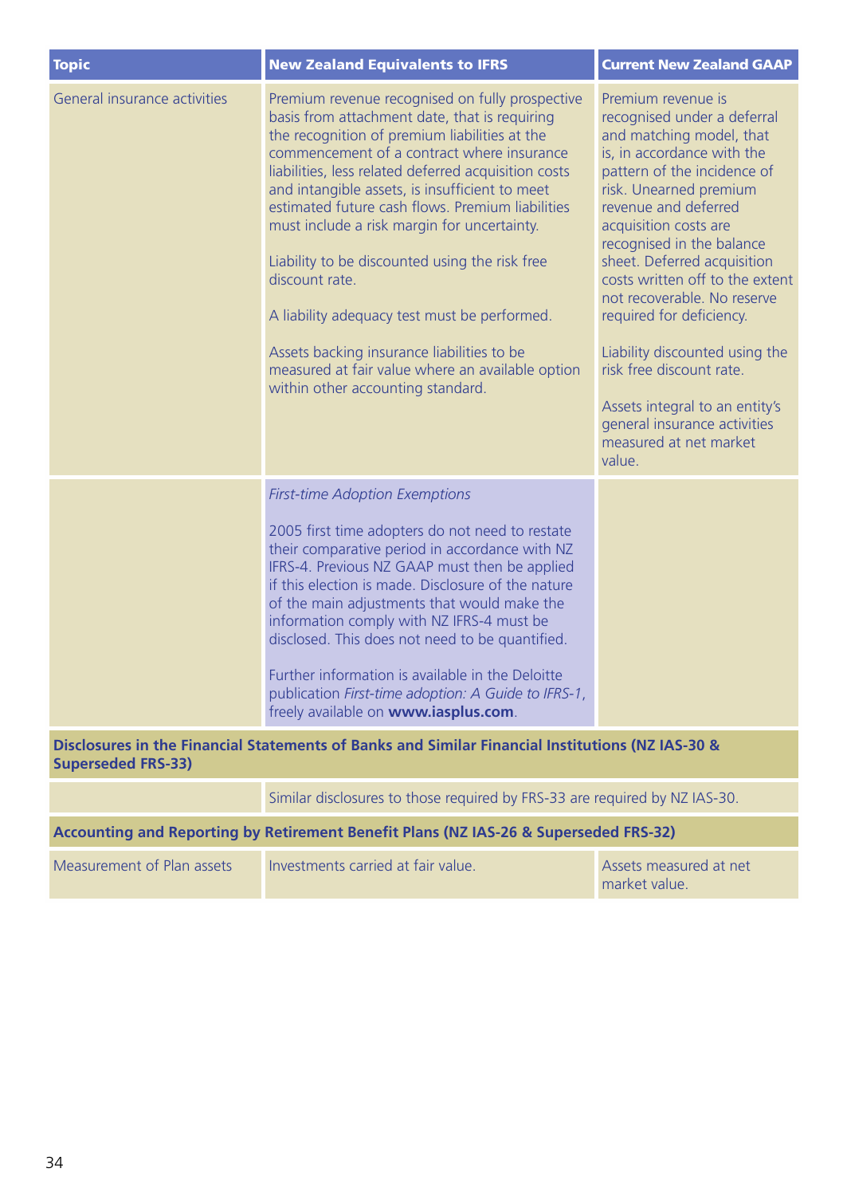| Topic | New Zealand Equivalents to IFRS | Current New Zealand GAAP |
|---|---|---|
| General insurance activities | Premium revenue recognised on fully prospective basis from attachment date, that is requiring the recognition of premium liabilities at the commencement of a contract where insurance liabilities, less related deferred acquisition costs and intangible assets, is insufficient to meet estimated future cash flows. Premium liabilities must include a risk margin for uncertainty.<br><br>Liability to be discounted using the risk free discount rate.<br><br>A liability adequacy test must be performed.<br><br>Assets backing insurance liabilities to be measured at fair value where an available option within other accounting standard. | Premium revenue is recognised under a deferral and matching model, that is, in accordance with the pattern of the incidence of risk. Unearned premium revenue and deferred acquisition costs are recognised in the balance sheet. Deferred acquisition costs written off to the extent not recoverable. No reserve required for deficiency.<br><br>Liability discounted using the risk free discount rate.<br><br>Assets integral to an entity's general insurance activities measured at net market value. |
| | *First-time Adoption Exemptions*<br><br>2005 first time adopters do not need to restate their comparative period in accordance with NZ IFRS-4. Previous NZ GAAP must then be applied if this election is made. Disclosure of the nature of the main adjustments that would make the information comply with NZ IFRS-4 must be disclosed. This does not need to be quantified.<br><br>Further information is available in the Deloitte publication *First-time adoption: A Guide to IFRS-1*, freely available on **www.iasplus.com**. | |
| **Disclosures in the Financial Statements of Banks and Similar Financial Institutions (NZ IAS-30 & Superseded FRS-33)** | | |
| | Similar disclosures to those required by FRS-33 are required by NZ IAS-30. | |
| **Accounting and Reporting by Retirement Benefit Plans (NZ IAS-26 & Superseded FRS-32)** | | |
| Measurement of Plan assets | Investments carried at fair value. | Assets measured at net market value. |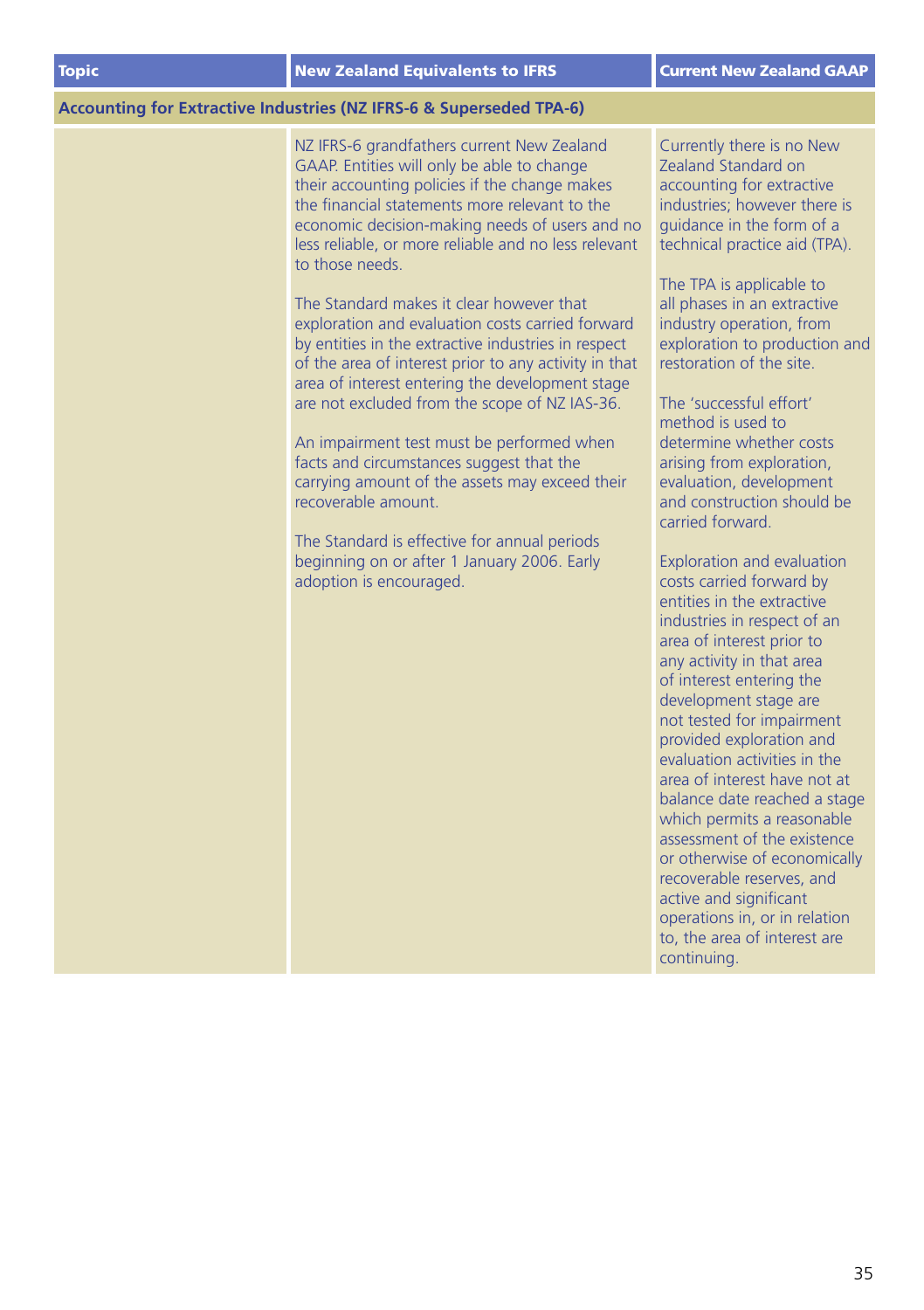| Topic | New Zealand Equivalents to IFRS | Current New Zealand GAAP |
|---|---|---|
| **Accounting for Extractive Industries (NZ IFRS-6 & Superseded TPA-6)** | | |
| | NZ IFRS-6 grandfathers current New Zealand GAAP. Entities will only be able to change their accounting policies if the change makes the financial statements more relevant to the economic decision-making needs of users and no less reliable, or more reliable and no less relevant to those needs.<br><br>The Standard makes it clear however that exploration and evaluation costs carried forward by entities in the extractive industries in respect of the area of interest prior to any activity in that area of interest entering the development stage are not excluded from the scope of NZ IAS-36.<br><br>An impairment test must be performed when facts and circumstances suggest that the carrying amount of the assets may exceed their recoverable amount.<br><br>The Standard is effective for annual periods beginning on or after 1 January 2006. Early adoption is encouraged. | Currently there is no New Zealand Standard on accounting for extractive industries; however there is guidance in the form of a technical practice aid (TPA).<br><br>The TPA is applicable to all phases in an extractive industry operation, from exploration to production and restoration of the site.<br><br>The 'successful effort' method is used to determine whether costs arising from exploration, evaluation, development and construction should be carried forward.<br><br>Exploration and evaluation costs carried forward by entities in the extractive industries in respect of an area of interest prior to any activity in that area of interest entering the development stage are not tested for impairment provided exploration and evaluation activities in the area of interest have not at balance date reached a stage which permits a reasonable assessment of the existence or otherwise of economically recoverable reserves, and active and significant operations in, or in relation to, the area of interest are continuing. |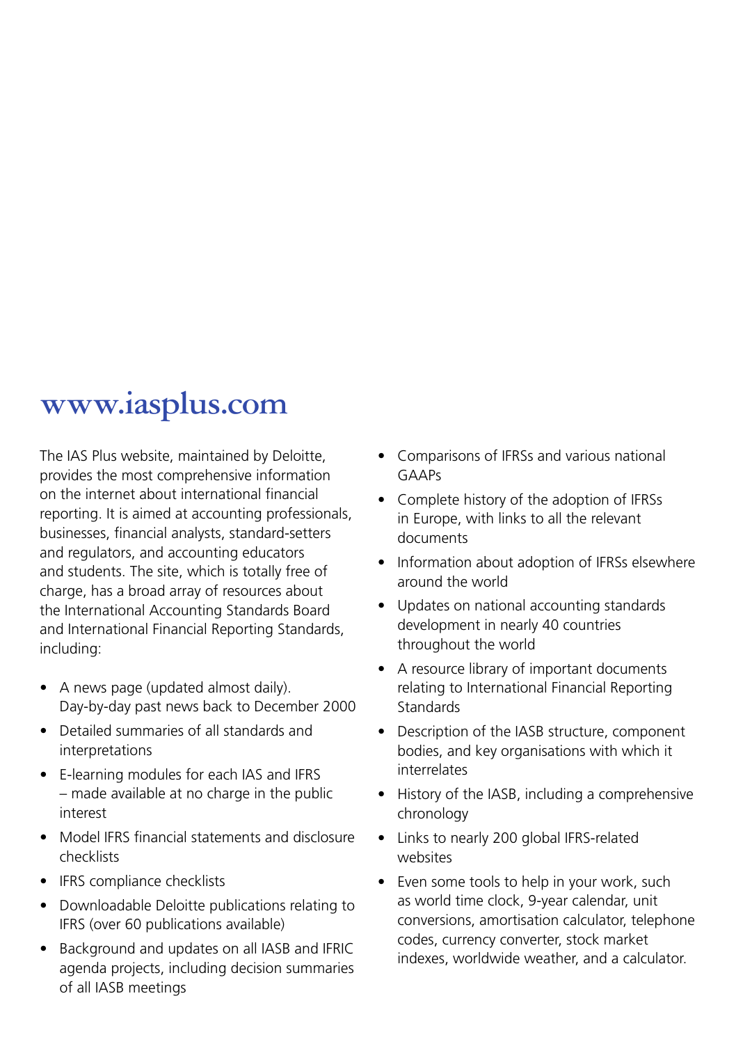# www.iasplus.com

The IAS Plus website, maintained by Deloitte, provides the most comprehensive information on the internet about international financial reporting. It is aimed at accounting professionals, businesses, financial analysts, standard-setters and regulators, and accounting educators and students. The site, which is totally free of charge, has a broad array of resources about the International Accounting Standards Board and International Financial Reporting Standards, including:

- A news page (updated almost daily). Day-by-day past news back to December 2000
- Detailed summaries of all standards and interpretations
- E-learning modules for each IAS and IFRS – made available at no charge in the public interest
- Model IFRS financial statements and disclosure checklists
- IFRS compliance checklists
- Downloadable Deloitte publications relating to IFRS (over 60 publications available)
- Background and updates on all IASB and IFRIC agenda projects, including decision summaries of all IASB meetings
- Comparisons of IFRSs and various national GAAPs
- Complete history of the adoption of IFRSs in Europe, with links to all the relevant documents
- Information about adoption of IFRSs elsewhere around the world
- Updates on national accounting standards development in nearly 40 countries throughout the world
- A resource library of important documents relating to International Financial Reporting Standards
- Description of the IASB structure, component bodies, and key organisations with which it interrelates
- History of the IASB, including a comprehensive chronology
- Links to nearly 200 global IFRS-related websites
- Even some tools to help in your work, such as world time clock, 9-year calendar, unit conversions, amortisation calculator, telephone codes, currency converter, stock market indexes, worldwide weather, and a calculator.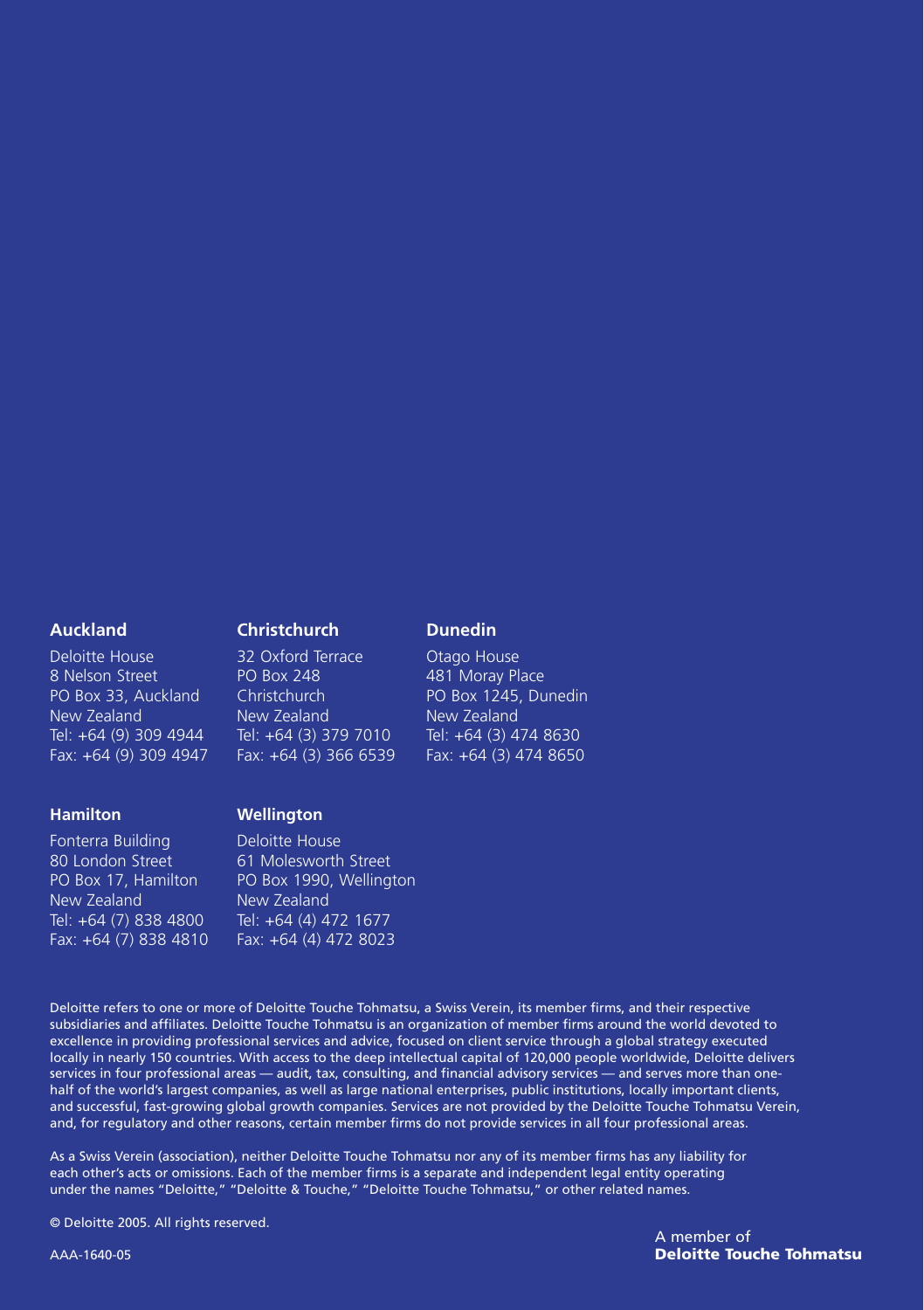### Auckland

Deloitte House
8 Nelson Street
PO Box 33, Auckland
New Zealand
Tel: +64 (9) 309 4944
Fax: +64 (9) 309 4947

### Christchurch

32 Oxford Terrace
PO Box 248
Christchurch
New Zealand
Tel: +64 (3) 379 7010
Fax: +64 (3) 366 6539

### Dunedin

Otago House
481 Moray Place
PO Box 1245, Dunedin
New Zealand
Tel: +64 (3) 474 8630
Fax: +64 (3) 474 8650

### Hamilton

Fonterra Building
80 London Street
PO Box 17, Hamilton
New Zealand
Tel: +64 (7) 838 4800
Fax: +64 (7) 838 4810

### Wellington

Deloitte House
61 Molesworth Street
PO Box 1990, Wellington
New Zealand
Tel: +64 (4) 472 1677
Fax: +64 (4) 472 8023

Deloitte refers to one or more of Deloitte Touche Tohmatsu, a Swiss Verein, its member firms, and their respective subsidiaries and affiliates. Deloitte Touche Tohmatsu is an organization of member firms around the world devoted to excellence in providing professional services and advice, focused on client service through a global strategy executed locally in nearly 150 countries. With access to the deep intellectual capital of 120,000 people worldwide, Deloitte delivers services in four professional areas — audit, tax, consulting, and financial advisory services — and serves more than one-half of the world's largest companies, as well as large national enterprises, public institutions, locally important clients, and successful, fast-growing global growth companies. Services are not provided by the Deloitte Touche Tohmatsu Verein, and, for regulatory and other reasons, certain member firms do not provide services in all four professional areas.

As a Swiss Verein (association), neither Deloitte Touche Tohmatsu nor any of its member firms has any liability for each other's acts or omissions. Each of the member firms is a separate and independent legal entity operating under the names "Deloitte," "Deloitte & Touche," "Deloitte Touche Tohmatsu," or other related names.

© Deloitte 2005. All rights reserved.

AAA-1640-05

A member of
**Deloitte Touche Tohmatsu**